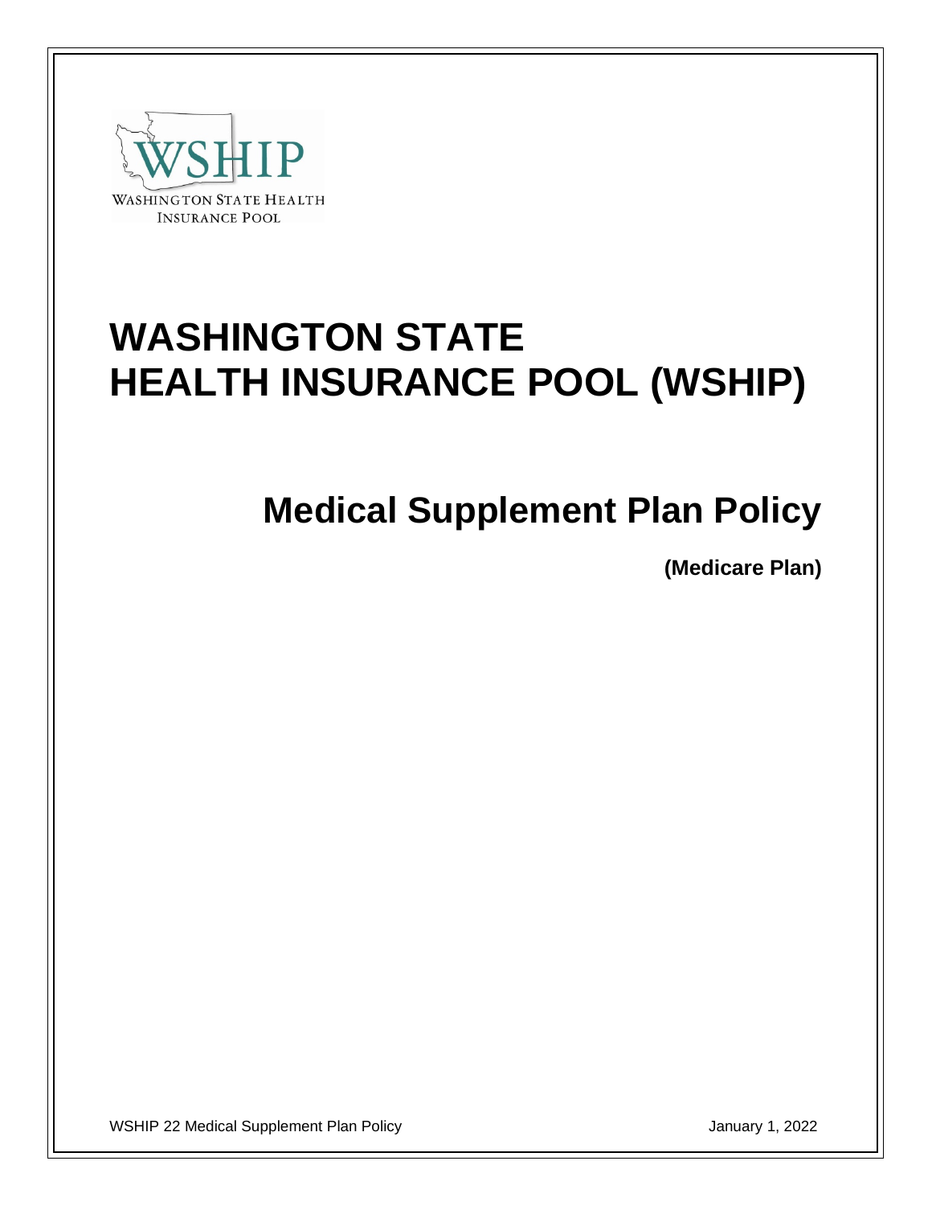WSHIP

WASHINGTON STATE HEALTH INSURANCE POOL

# WASHINGTON STATE HEALTH INSURANCE POOL (WSHIP)

## Medical Supplement Plan Policy

**(Medicare Plan)**

WSHIP 22 Medical Supplement Plan Policy

January 1, 2022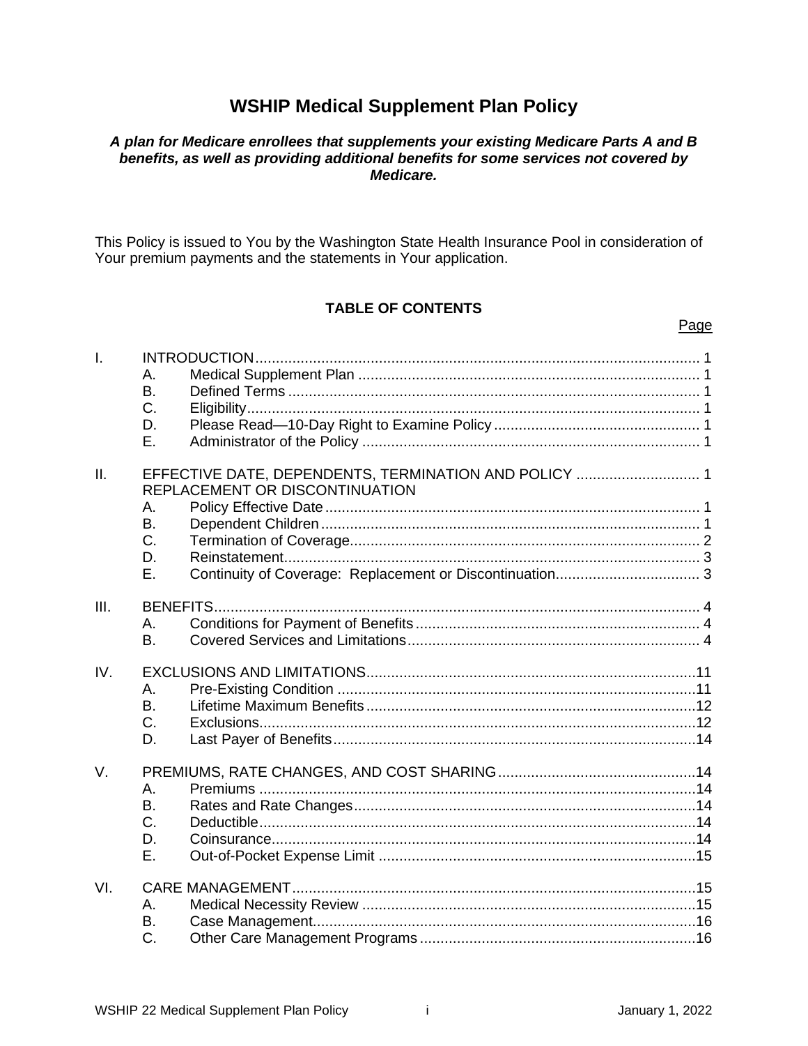# WSHIP Medical Supplement Plan Policy

***A plan for Medicare enrollees that supplements your existing Medicare Parts A and B benefits, as well as providing additional benefits for some services not covered by Medicare.***

This Policy is issued to You by the Washington State Health Insurance Pool in consideration of Your premium payments and the statements in Your application.

**TABLE OF CONTENTS**

| | | | Page |
|---|---|---|---|
| I. | INTRODUCTION | | 1 |
| | A. | Medical Supplement Plan | 1 |
| | B. | Defined Terms | 1 |
| | C. | Eligibility | 1 |
| | D. | Please Read—10-Day Right to Examine Policy | 1 |
| | E. | Administrator of the Policy | 1 |
| II. | EFFECTIVE DATE, DEPENDENTS, TERMINATION AND POLICY REPLACEMENT OR DISCONTINUATION | | 1 |
| | A. | Policy Effective Date | 1 |
| | B. | Dependent Children | 1 |
| | C. | Termination of Coverage | 2 |
| | D. | Reinstatement | 3 |
| | E. | Continuity of Coverage: Replacement or Discontinuation | 3 |
| III. | BENEFITS | | 4 |
| | A. | Conditions for Payment of Benefits | 4 |
| | B. | Covered Services and Limitations | 4 |
| IV. | EXCLUSIONS AND LIMITATIONS | | 11 |
| | A. | Pre-Existing Condition | 11 |
| | B. | Lifetime Maximum Benefits | 12 |
| | C. | Exclusions | 12 |
| | D. | Last Payer of Benefits | 14 |
| V. | PREMIUMS, RATE CHANGES, AND COST SHARING | | 14 |
| | A. | Premiums | 14 |
| | B. | Rates and Rate Changes | 14 |
| | C. | Deductible | 14 |
| | D. | Coinsurance | 14 |
| | E. | Out-of-Pocket Expense Limit | 15 |
| VI. | CARE MANAGEMENT | | 15 |
| | A. | Medical Necessity Review | 15 |
| | B. | Case Management | 16 |
| | C. | Other Care Management Programs | 16 |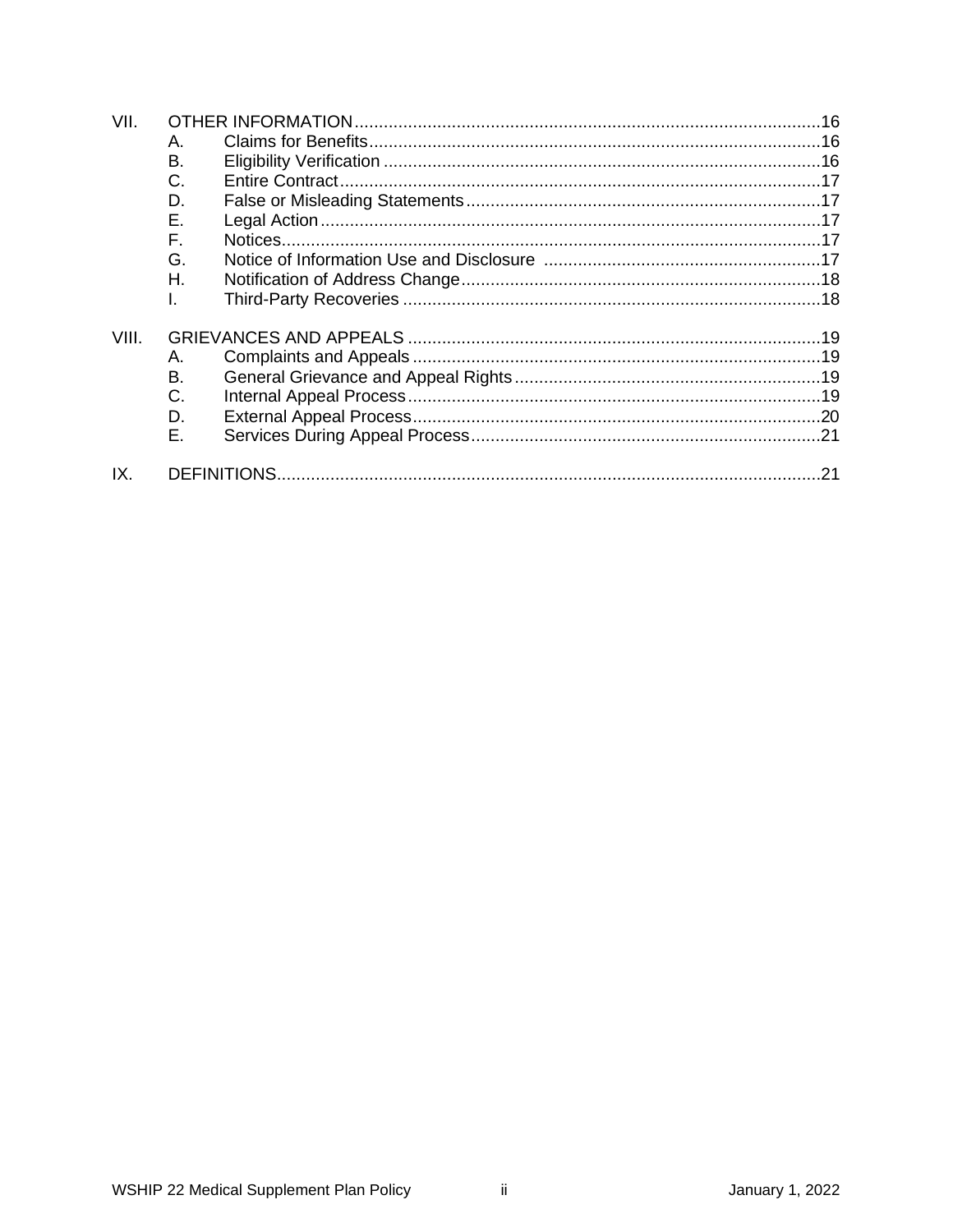VII. OTHER INFORMATION ........ 16
- A. Claims for Benefits ........ 16
- B. Eligibility Verification ........ 16
- C. Entire Contract ........ 17
- D. False or Misleading Statements ........ 17
- E. Legal Action ........ 17
- F. Notices ........ 17
- G. Notice of Information Use and Disclosure ........ 17
- H. Notification of Address Change ........ 18
- I. Third-Party Recoveries ........ 18

VIII. GRIEVANCES AND APPEALS ........ 19
- A. Complaints and Appeals ........ 19
- B. General Grievance and Appeal Rights ........ 19
- C. Internal Appeal Process ........ 19
- D. External Appeal Process ........ 20
- E. Services During Appeal Process ........ 21

IX. DEFINITIONS ........ 21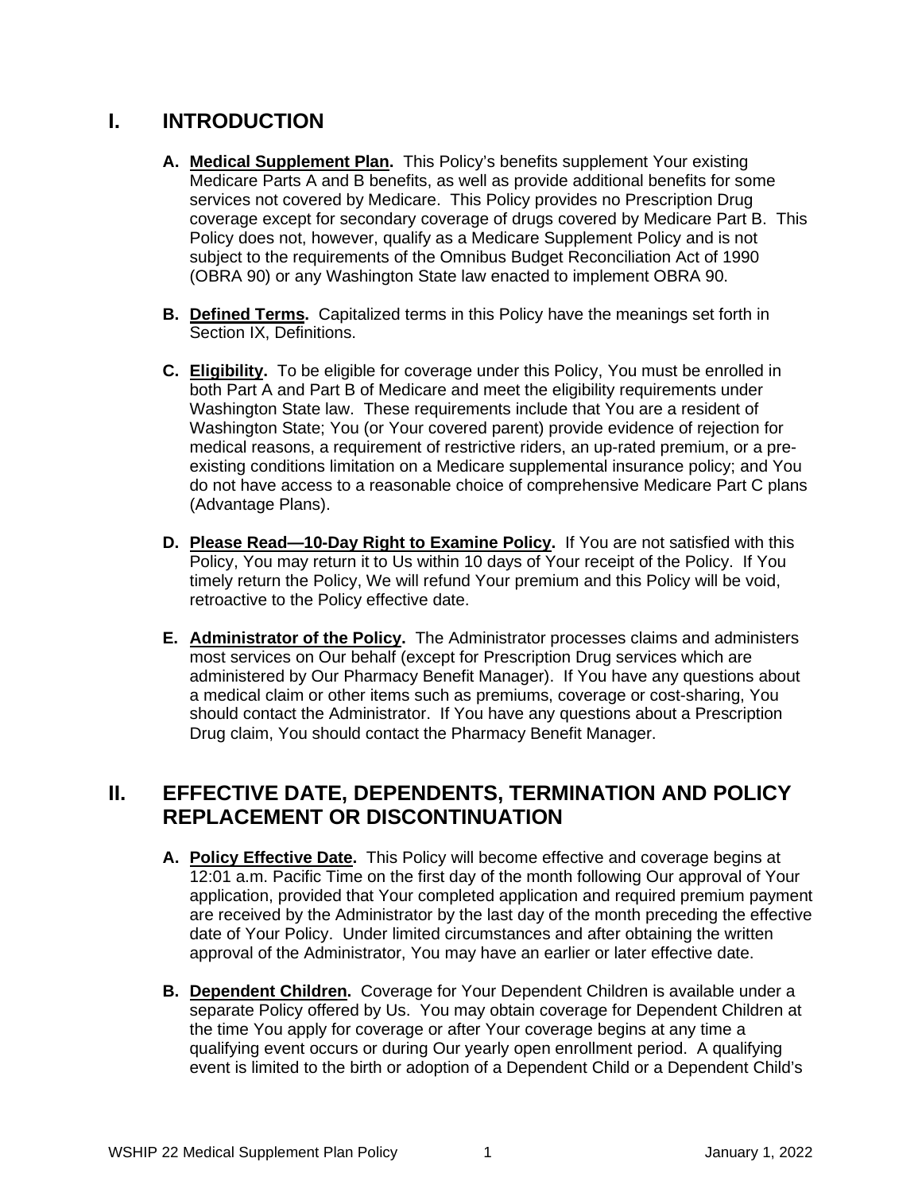# I. INTRODUCTION

**A. Medical Supplement Plan.** This Policy's benefits supplement Your existing Medicare Parts A and B benefits, as well as provide additional benefits for some services not covered by Medicare. This Policy provides no Prescription Drug coverage except for secondary coverage of drugs covered by Medicare Part B. This Policy does not, however, qualify as a Medicare Supplement Policy and is not subject to the requirements of the Omnibus Budget Reconciliation Act of 1990 (OBRA 90) or any Washington State law enacted to implement OBRA 90.

**B. Defined Terms.** Capitalized terms in this Policy have the meanings set forth in Section IX, Definitions.

**C. Eligibility.** To be eligible for coverage under this Policy, You must be enrolled in both Part A and Part B of Medicare and meet the eligibility requirements under Washington State law. These requirements include that You are a resident of Washington State; You (or Your covered parent) provide evidence of rejection for medical reasons, a requirement of restrictive riders, an up-rated premium, or a pre-existing conditions limitation on a Medicare supplemental insurance policy; and You do not have access to a reasonable choice of comprehensive Medicare Part C plans (Advantage Plans).

**D. Please Read—10-Day Right to Examine Policy.** If You are not satisfied with this Policy, You may return it to Us within 10 days of Your receipt of the Policy. If You timely return the Policy, We will refund Your premium and this Policy will be void, retroactive to the Policy effective date.

**E. Administrator of the Policy.** The Administrator processes claims and administers most services on Our behalf (except for Prescription Drug services which are administered by Our Pharmacy Benefit Manager). If You have any questions about a medical claim or other items such as premiums, coverage or cost-sharing, You should contact the Administrator. If You have any questions about a Prescription Drug claim, You should contact the Pharmacy Benefit Manager.

# II. EFFECTIVE DATE, DEPENDENTS, TERMINATION AND POLICY REPLACEMENT OR DISCONTINUATION

**A. Policy Effective Date.** This Policy will become effective and coverage begins at 12:01 a.m. Pacific Time on the first day of the month following Our approval of Your application, provided that Your completed application and required premium payment are received by the Administrator by the last day of the month preceding the effective date of Your Policy. Under limited circumstances and after obtaining the written approval of the Administrator, You may have an earlier or later effective date.

**B. Dependent Children.** Coverage for Your Dependent Children is available under a separate Policy offered by Us. You may obtain coverage for Dependent Children at the time You apply for coverage or after Your coverage begins at any time a qualifying event occurs or during Our yearly open enrollment period. A qualifying event is limited to the birth or adoption of a Dependent Child or a Dependent Child's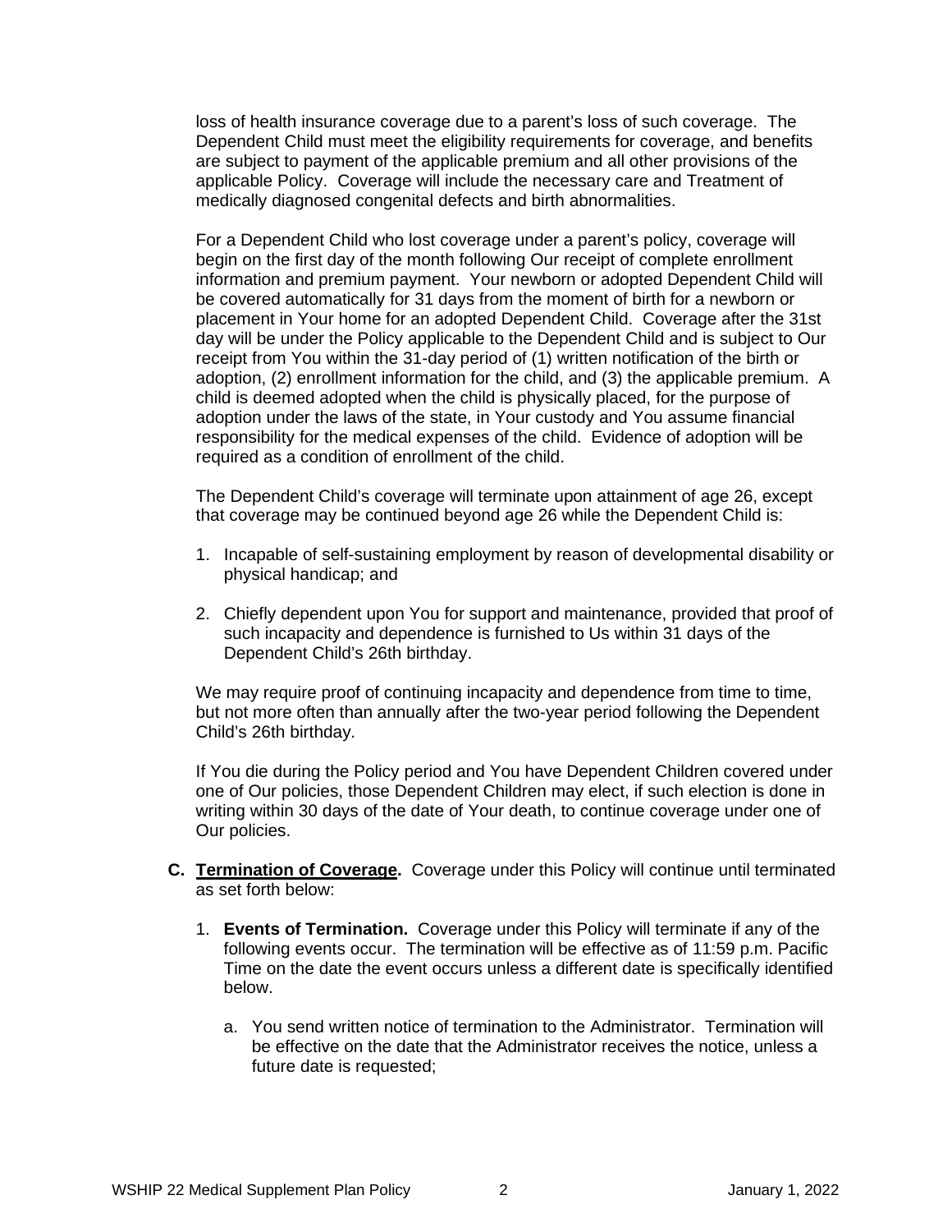loss of health insurance coverage due to a parent's loss of such coverage. The Dependent Child must meet the eligibility requirements for coverage, and benefits are subject to payment of the applicable premium and all other provisions of the applicable Policy. Coverage will include the necessary care and Treatment of medically diagnosed congenital defects and birth abnormalities.

For a Dependent Child who lost coverage under a parent's policy, coverage will begin on the first day of the month following Our receipt of complete enrollment information and premium payment. Your newborn or adopted Dependent Child will be covered automatically for 31 days from the moment of birth for a newborn or placement in Your home for an adopted Dependent Child. Coverage after the 31st day will be under the Policy applicable to the Dependent Child and is subject to Our receipt from You within the 31-day period of (1) written notification of the birth or adoption, (2) enrollment information for the child, and (3) the applicable premium. A child is deemed adopted when the child is physically placed, for the purpose of adoption under the laws of the state, in Your custody and You assume financial responsibility for the medical expenses of the child. Evidence of adoption will be required as a condition of enrollment of the child.

The Dependent Child's coverage will terminate upon attainment of age 26, except that coverage may be continued beyond age 26 while the Dependent Child is:

1. Incapable of self-sustaining employment by reason of developmental disability or physical handicap; and
2. Chiefly dependent upon You for support and maintenance, provided that proof of such incapacity and dependence is furnished to Us within 31 days of the Dependent Child's 26th birthday.

We may require proof of continuing incapacity and dependence from time to time, but not more often than annually after the two-year period following the Dependent Child's 26th birthday.

If You die during the Policy period and You have Dependent Children covered under one of Our policies, those Dependent Children may elect, if such election is done in writing within 30 days of the date of Your death, to continue coverage under one of Our policies.

**C. Termination of Coverage.** Coverage under this Policy will continue until terminated as set forth below:

1. **Events of Termination.** Coverage under this Policy will terminate if any of the following events occur. The termination will be effective as of 11:59 p.m. Pacific Time on the date the event occurs unless a different date is specifically identified below.

   a. You send written notice of termination to the Administrator. Termination will be effective on the date that the Administrator receives the notice, unless a future date is requested;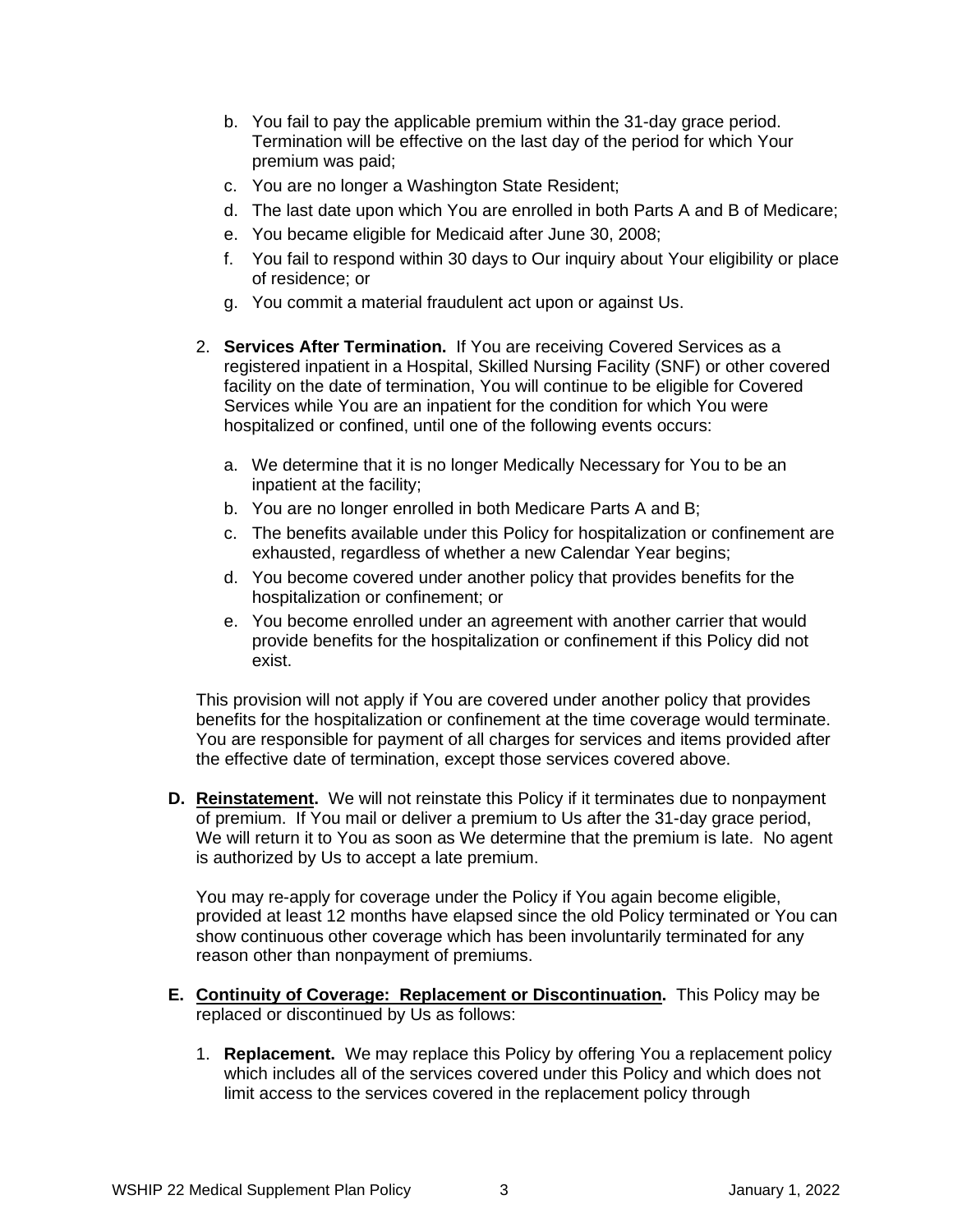b. You fail to pay the applicable premium within the 31-day grace period. Termination will be effective on the last day of the period for which Your premium was paid;
   c. You are no longer a Washington State Resident;
   d. The last date upon which You are enrolled in both Parts A and B of Medicare;
   e. You became eligible for Medicaid after June 30, 2008;
   f. You fail to respond within 30 days to Our inquiry about Your eligibility or place of residence; or
   g. You commit a material fraudulent act upon or against Us.

2. **Services After Termination.** If You are receiving Covered Services as a registered inpatient in a Hospital, Skilled Nursing Facility (SNF) or other covered facility on the date of termination, You will continue to be eligible for Covered Services while You are an inpatient for the condition for which You were hospitalized or confined, until one of the following events occurs:

   a. We determine that it is no longer Medically Necessary for You to be an inpatient at the facility;
   b. You are no longer enrolled in both Medicare Parts A and B;
   c. The benefits available under this Policy for hospitalization or confinement are exhausted, regardless of whether a new Calendar Year begins;
   d. You become covered under another policy that provides benefits for the hospitalization or confinement; or
   e. You become enrolled under an agreement with another carrier that would provide benefits for the hospitalization or confinement if this Policy did not exist.

   This provision will not apply if You are covered under another policy that provides benefits for the hospitalization or confinement at the time coverage would terminate. You are responsible for payment of all charges for services and items provided after the effective date of termination, except those services covered above.

**D. Reinstatement.** We will not reinstate this Policy if it terminates due to nonpayment of premium. If You mail or deliver a premium to Us after the 31-day grace period, We will return it to You as soon as We determine that the premium is late. No agent is authorized by Us to accept a late premium.

You may re-apply for coverage under the Policy if You again become eligible, provided at least 12 months have elapsed since the old Policy terminated or You can show continuous other coverage which has been involuntarily terminated for any reason other than nonpayment of premiums.

**E. Continuity of Coverage: Replacement or Discontinuation.** This Policy may be replaced or discontinued by Us as follows:

1. **Replacement.** We may replace this Policy by offering You a replacement policy which includes all of the services covered under this Policy and which does not limit access to the services covered in the replacement policy through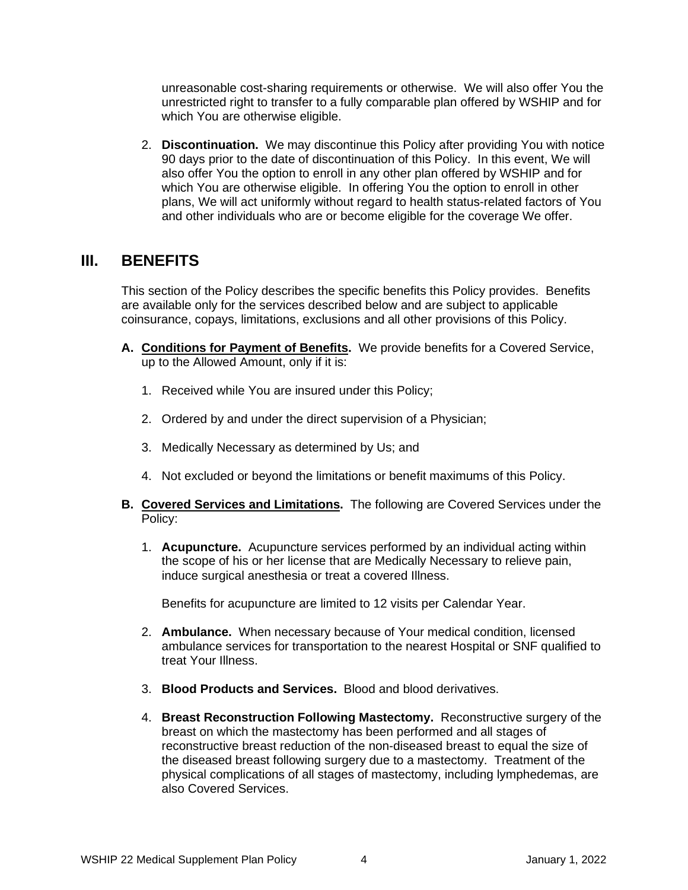unreasonable cost-sharing requirements or otherwise. We will also offer You the unrestricted right to transfer to a fully comparable plan offered by WSHIP and for which You are otherwise eligible.

2. **Discontinuation.** We may discontinue this Policy after providing You with notice 90 days prior to the date of discontinuation of this Policy. In this event, We will also offer You the option to enroll in any other plan offered by WSHIP and for which You are otherwise eligible. In offering You the option to enroll in other plans, We will act uniformly without regard to health status-related factors of You and other individuals who are or become eligible for the coverage We offer.

## III. BENEFITS

This section of the Policy describes the specific benefits this Policy provides. Benefits are available only for the services described below and are subject to applicable coinsurance, copays, limitations, exclusions and all other provisions of this Policy.

**A. Conditions for Payment of Benefits.** We provide benefits for a Covered Service, up to the Allowed Amount, only if it is:

1. Received while You are insured under this Policy;
2. Ordered by and under the direct supervision of a Physician;
3. Medically Necessary as determined by Us; and
4. Not excluded or beyond the limitations or benefit maximums of this Policy.

**B. Covered Services and Limitations.** The following are Covered Services under the Policy:

1. **Acupuncture.** Acupuncture services performed by an individual acting within the scope of his or her license that are Medically Necessary to relieve pain, induce surgical anesthesia or treat a covered Illness.

   Benefits for acupuncture are limited to 12 visits per Calendar Year.

2. **Ambulance.** When necessary because of Your medical condition, licensed ambulance services for transportation to the nearest Hospital or SNF qualified to treat Your Illness.

3. **Blood Products and Services.** Blood and blood derivatives.

4. **Breast Reconstruction Following Mastectomy.** Reconstructive surgery of the breast on which the mastectomy has been performed and all stages of reconstructive breast reduction of the non-diseased breast to equal the size of the diseased breast following surgery due to a mastectomy. Treatment of the physical complications of all stages of mastectomy, including lymphedemas, are also Covered Services.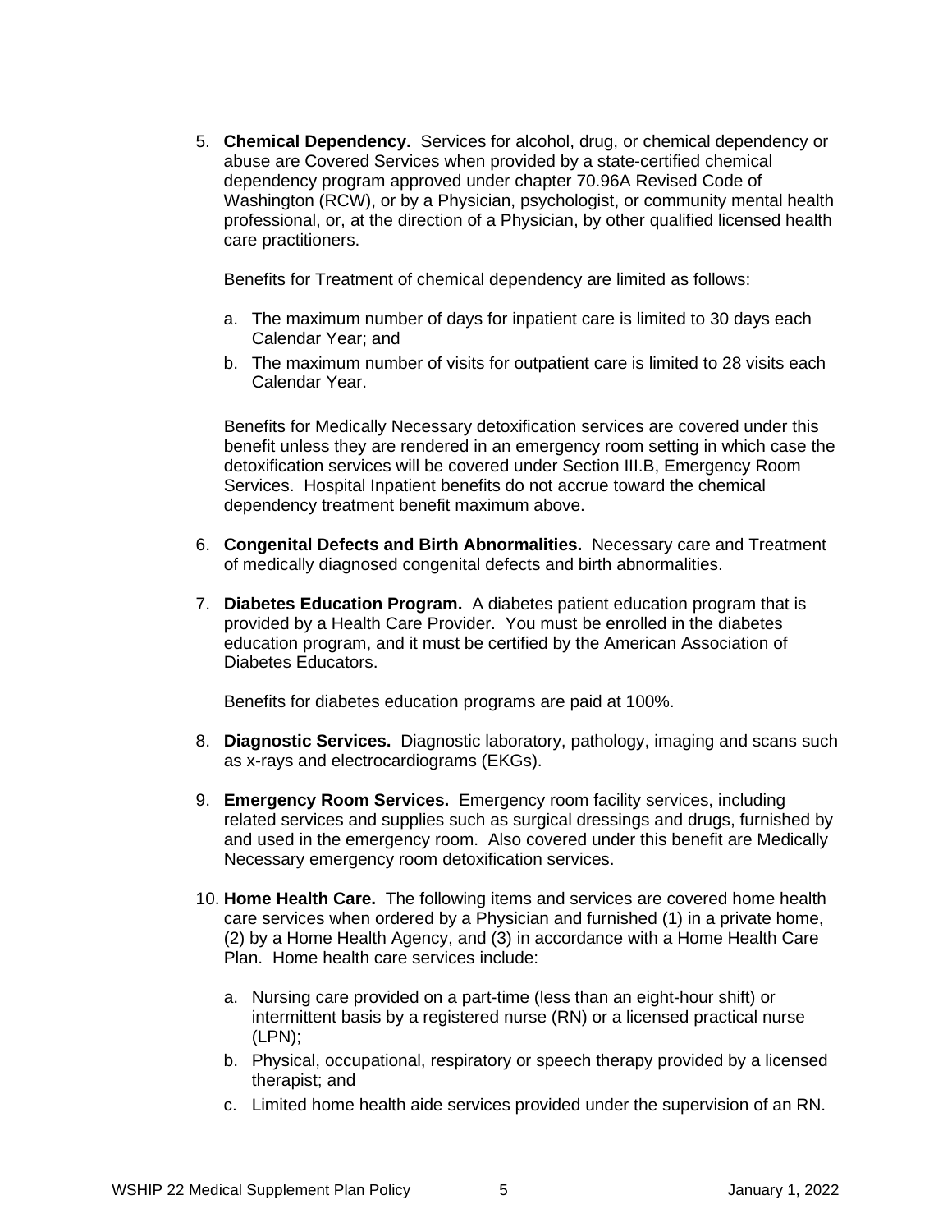5. **Chemical Dependency.** Services for alcohol, drug, or chemical dependency or abuse are Covered Services when provided by a state-certified chemical dependency program approved under chapter 70.96A Revised Code of Washington (RCW), or by a Physician, psychologist, or community mental health professional, or, at the direction of a Physician, by other qualified licensed health care practitioners.

   Benefits for Treatment of chemical dependency are limited as follows:

   a. The maximum number of days for inpatient care is limited to 30 days each Calendar Year; and
   b. The maximum number of visits for outpatient care is limited to 28 visits each Calendar Year.

   Benefits for Medically Necessary detoxification services are covered under this benefit unless they are rendered in an emergency room setting in which case the detoxification services will be covered under Section III.B, Emergency Room Services. Hospital Inpatient benefits do not accrue toward the chemical dependency treatment benefit maximum above.

6. **Congenital Defects and Birth Abnormalities.** Necessary care and Treatment of medically diagnosed congenital defects and birth abnormalities.

7. **Diabetes Education Program.** A diabetes patient education program that is provided by a Health Care Provider. You must be enrolled in the diabetes education program, and it must be certified by the American Association of Diabetes Educators.

   Benefits for diabetes education programs are paid at 100%.

8. **Diagnostic Services.** Diagnostic laboratory, pathology, imaging and scans such as x-rays and electrocardiograms (EKGs).

9. **Emergency Room Services.** Emergency room facility services, including related services and supplies such as surgical dressings and drugs, furnished by and used in the emergency room. Also covered under this benefit are Medically Necessary emergency room detoxification services.

10. **Home Health Care.** The following items and services are covered home health care services when ordered by a Physician and furnished (1) in a private home, (2) by a Home Health Agency, and (3) in accordance with a Home Health Care Plan. Home health care services include:

    a. Nursing care provided on a part-time (less than an eight-hour shift) or intermittent basis by a registered nurse (RN) or a licensed practical nurse (LPN);
    b. Physical, occupational, respiratory or speech therapy provided by a licensed therapist; and
    c. Limited home health aide services provided under the supervision of an RN.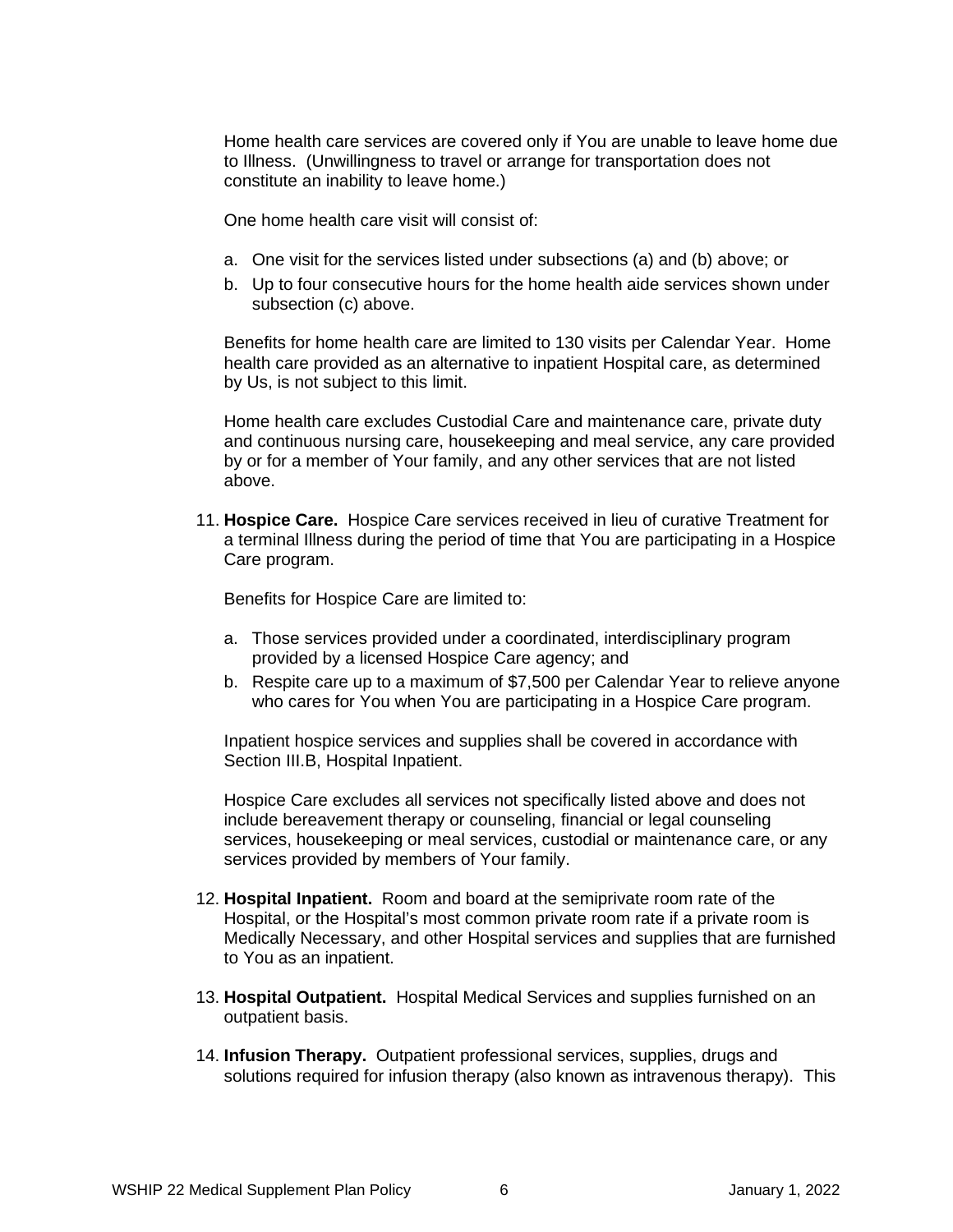Home health care services are covered only if You are unable to leave home due to Illness. (Unwillingness to travel or arrange for transportation does not constitute an inability to leave home.)

One home health care visit will consist of:

a. One visit for the services listed under subsections (a) and (b) above; or
b. Up to four consecutive hours for the home health aide services shown under subsection (c) above.

Benefits for home health care are limited to 130 visits per Calendar Year. Home health care provided as an alternative to inpatient Hospital care, as determined by Us, is not subject to this limit.

Home health care excludes Custodial Care and maintenance care, private duty and continuous nursing care, housekeeping and meal service, any care provided by or for a member of Your family, and any other services that are not listed above.

11. **Hospice Care.** Hospice Care services received in lieu of curative Treatment for a terminal Illness during the period of time that You are participating in a Hospice Care program.

    Benefits for Hospice Care are limited to:

    a. Those services provided under a coordinated, interdisciplinary program provided by a licensed Hospice Care agency; and
    b. Respite care up to a maximum of $7,500 per Calendar Year to relieve anyone who cares for You when You are participating in a Hospice Care program.

    Inpatient hospice services and supplies shall be covered in accordance with Section III.B, Hospital Inpatient.

    Hospice Care excludes all services not specifically listed above and does not include bereavement therapy or counseling, financial or legal counseling services, housekeeping or meal services, custodial or maintenance care, or any services provided by members of Your family.

12. **Hospital Inpatient.** Room and board at the semiprivate room rate of the Hospital, or the Hospital's most common private room rate if a private room is Medically Necessary, and other Hospital services and supplies that are furnished to You as an inpatient.

13. **Hospital Outpatient.** Hospital Medical Services and supplies furnished on an outpatient basis.

14. **Infusion Therapy.** Outpatient professional services, supplies, drugs and solutions required for infusion therapy (also known as intravenous therapy). This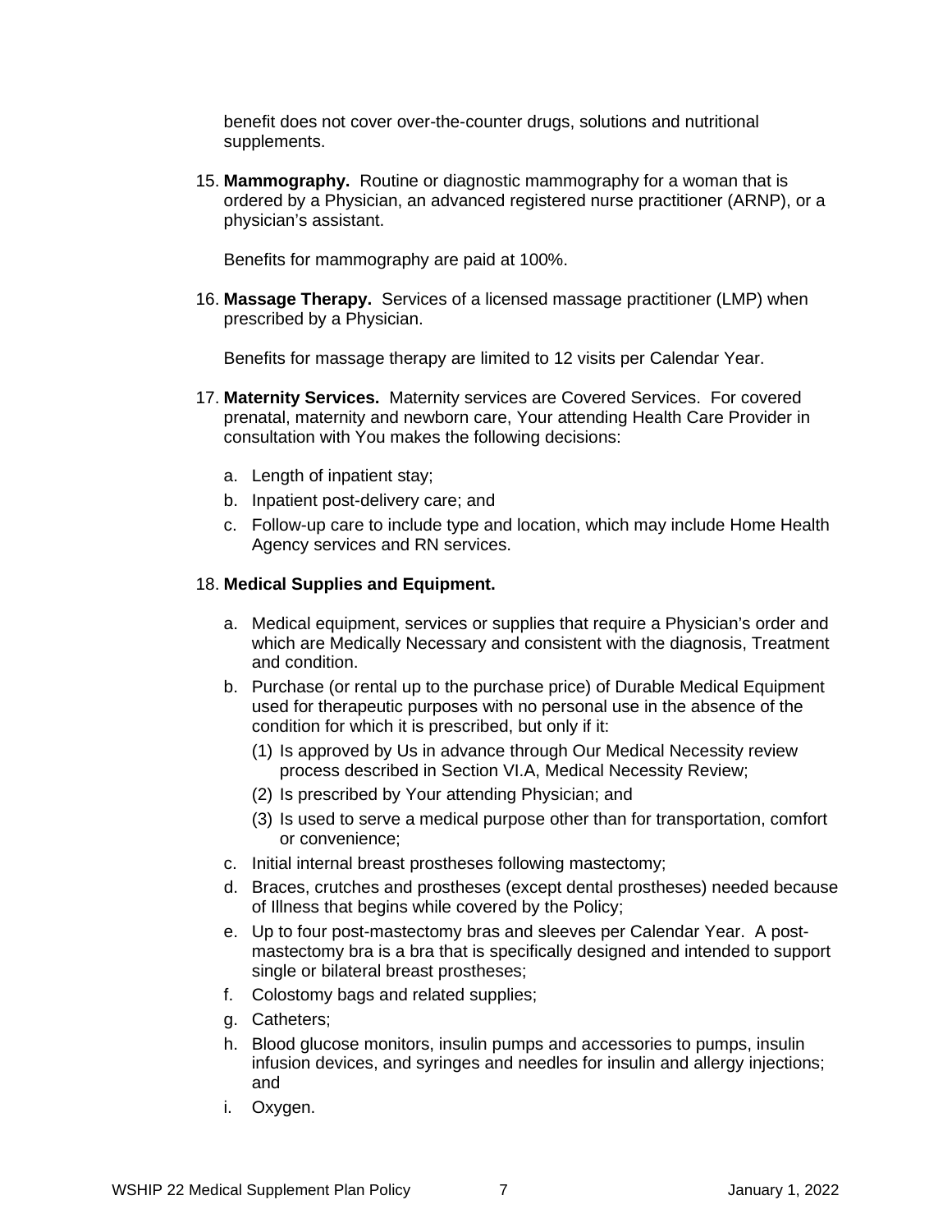benefit does not cover over-the-counter drugs, solutions and nutritional supplements.

15. **Mammography.** Routine or diagnostic mammography for a woman that is ordered by a Physician, an advanced registered nurse practitioner (ARNP), or a physician's assistant.

    Benefits for mammography are paid at 100%.

16. **Massage Therapy.** Services of a licensed massage practitioner (LMP) when prescribed by a Physician.

    Benefits for massage therapy are limited to 12 visits per Calendar Year.

17. **Maternity Services.** Maternity services are Covered Services. For covered prenatal, maternity and newborn care, Your attending Health Care Provider in consultation with You makes the following decisions:

    a. Length of inpatient stay;
    b. Inpatient post-delivery care; and
    c. Follow-up care to include type and location, which may include Home Health Agency services and RN services.

18. **Medical Supplies and Equipment.**

    a. Medical equipment, services or supplies that require a Physician's order and which are Medically Necessary and consistent with the diagnosis, Treatment and condition.
    b. Purchase (or rental up to the purchase price) of Durable Medical Equipment used for therapeutic purposes with no personal use in the absence of the condition for which it is prescribed, but only if it:
        (1) Is approved by Us in advance through Our Medical Necessity review process described in Section VI.A, Medical Necessity Review;
        (2) Is prescribed by Your attending Physician; and
        (3) Is used to serve a medical purpose other than for transportation, comfort or convenience;
    c. Initial internal breast prostheses following mastectomy;
    d. Braces, crutches and prostheses (except dental prostheses) needed because of Illness that begins while covered by the Policy;
    e. Up to four post-mastectomy bras and sleeves per Calendar Year. A post-mastectomy bra is a bra that is specifically designed and intended to support single or bilateral breast prostheses;
    f. Colostomy bags and related supplies;
    g. Catheters;
    h. Blood glucose monitors, insulin pumps and accessories to pumps, insulin infusion devices, and syringes and needles for insulin and allergy injections; and
    i. Oxygen.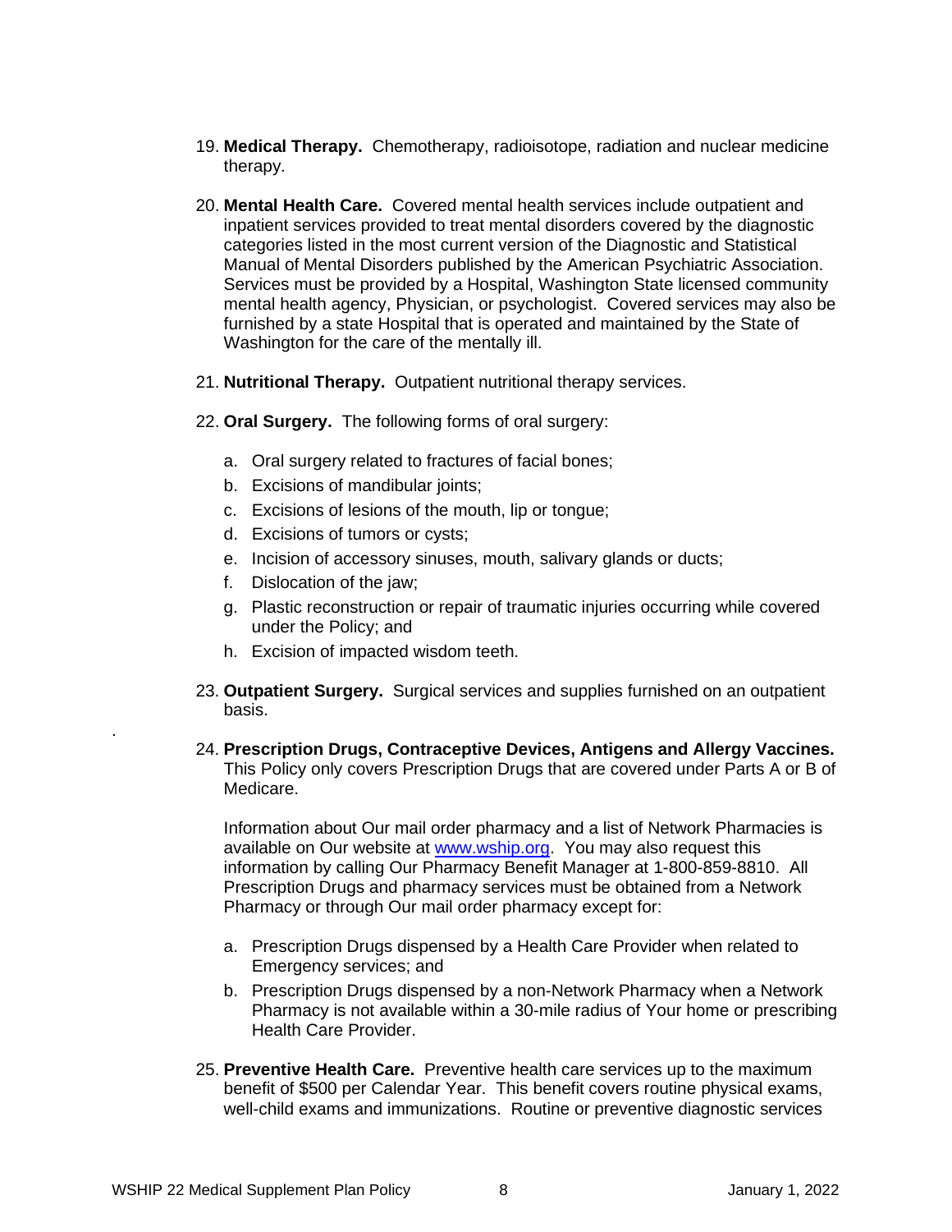19. **Medical Therapy.** Chemotherapy, radioisotope, radiation and nuclear medicine therapy.

20. **Mental Health Care.** Covered mental health services include outpatient and inpatient services provided to treat mental disorders covered by the diagnostic categories listed in the most current version of the Diagnostic and Statistical Manual of Mental Disorders published by the American Psychiatric Association. Services must be provided by a Hospital, Washington State licensed community mental health agency, Physician, or psychologist. Covered services may also be furnished by a state Hospital that is operated and maintained by the State of Washington for the care of the mentally ill.

21. **Nutritional Therapy.** Outpatient nutritional therapy services.

22. **Oral Surgery.** The following forms of oral surgery:

    a. Oral surgery related to fractures of facial bones;
    b. Excisions of mandibular joints;
    c. Excisions of lesions of the mouth, lip or tongue;
    d. Excisions of tumors or cysts;
    e. Incision of accessory sinuses, mouth, salivary glands or ducts;
    f. Dislocation of the jaw;
    g. Plastic reconstruction or repair of traumatic injuries occurring while covered under the Policy; and
    h. Excision of impacted wisdom teeth.

23. **Outpatient Surgery.** Surgical services and supplies furnished on an outpatient basis.

24. **Prescription Drugs, Contraceptive Devices, Antigens and Allergy Vaccines.** This Policy only covers Prescription Drugs that are covered under Parts A or B of Medicare.

    Information about Our mail order pharmacy and a list of Network Pharmacies is available on Our website at www.wship.org. You may also request this information by calling Our Pharmacy Benefit Manager at 1-800-859-8810. All Prescription Drugs and pharmacy services must be obtained from a Network Pharmacy or through Our mail order pharmacy except for:

    a. Prescription Drugs dispensed by a Health Care Provider when related to Emergency services; and
    b. Prescription Drugs dispensed by a non-Network Pharmacy when a Network Pharmacy is not available within a 30-mile radius of Your home or prescribing Health Care Provider.

25. **Preventive Health Care.** Preventive health care services up to the maximum benefit of $500 per Calendar Year. This benefit covers routine physical exams, well-child exams and immunizations. Routine or preventive diagnostic services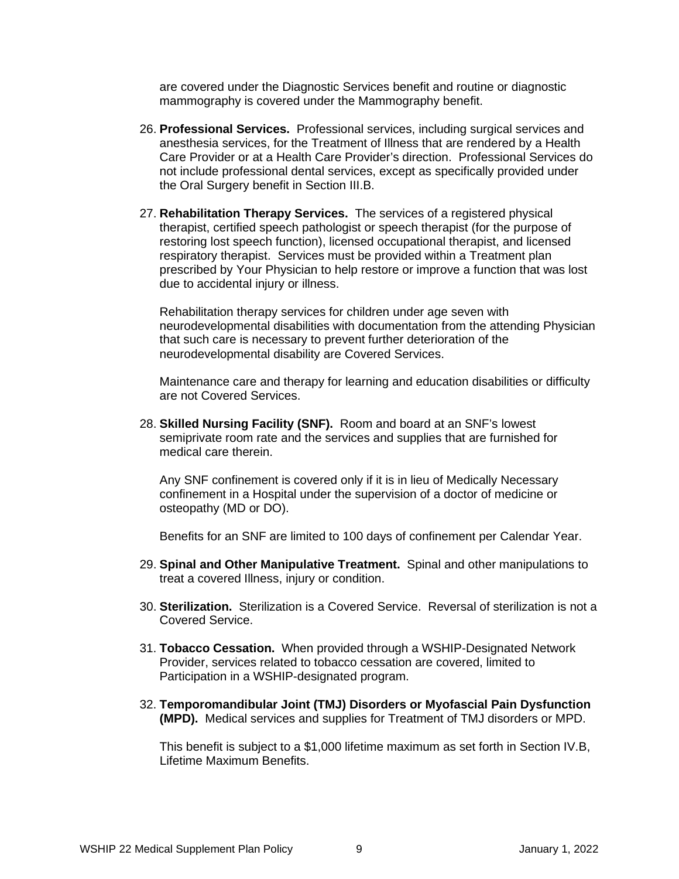are covered under the Diagnostic Services benefit and routine or diagnostic mammography is covered under the Mammography benefit.

26. **Professional Services.** Professional services, including surgical services and anesthesia services, for the Treatment of Illness that are rendered by a Health Care Provider or at a Health Care Provider's direction. Professional Services do not include professional dental services, except as specifically provided under the Oral Surgery benefit in Section III.B.

27. **Rehabilitation Therapy Services.** The services of a registered physical therapist, certified speech pathologist or speech therapist (for the purpose of restoring lost speech function), licensed occupational therapist, and licensed respiratory therapist. Services must be provided within a Treatment plan prescribed by Your Physician to help restore or improve a function that was lost due to accidental injury or illness.

    Rehabilitation therapy services for children under age seven with neurodevelopmental disabilities with documentation from the attending Physician that such care is necessary to prevent further deterioration of the neurodevelopmental disability are Covered Services.

    Maintenance care and therapy for learning and education disabilities or difficulty are not Covered Services.

28. **Skilled Nursing Facility (SNF).** Room and board at an SNF's lowest semiprivate room rate and the services and supplies that are furnished for medical care therein.

    Any SNF confinement is covered only if it is in lieu of Medically Necessary confinement in a Hospital under the supervision of a doctor of medicine or osteopathy (MD or DO).

    Benefits for an SNF are limited to 100 days of confinement per Calendar Year.

29. **Spinal and Other Manipulative Treatment.** Spinal and other manipulations to treat a covered Illness, injury or condition.

30. **Sterilization.** Sterilization is a Covered Service. Reversal of sterilization is not a Covered Service.

31. **Tobacco Cessation.** When provided through a WSHIP-Designated Network Provider, services related to tobacco cessation are covered, limited to Participation in a WSHIP-designated program.

32. **Temporomandibular Joint (TMJ) Disorders or Myofascial Pain Dysfunction (MPD).** Medical services and supplies for Treatment of TMJ disorders or MPD.

    This benefit is subject to a $1,000 lifetime maximum as set forth in Section IV.B, Lifetime Maximum Benefits.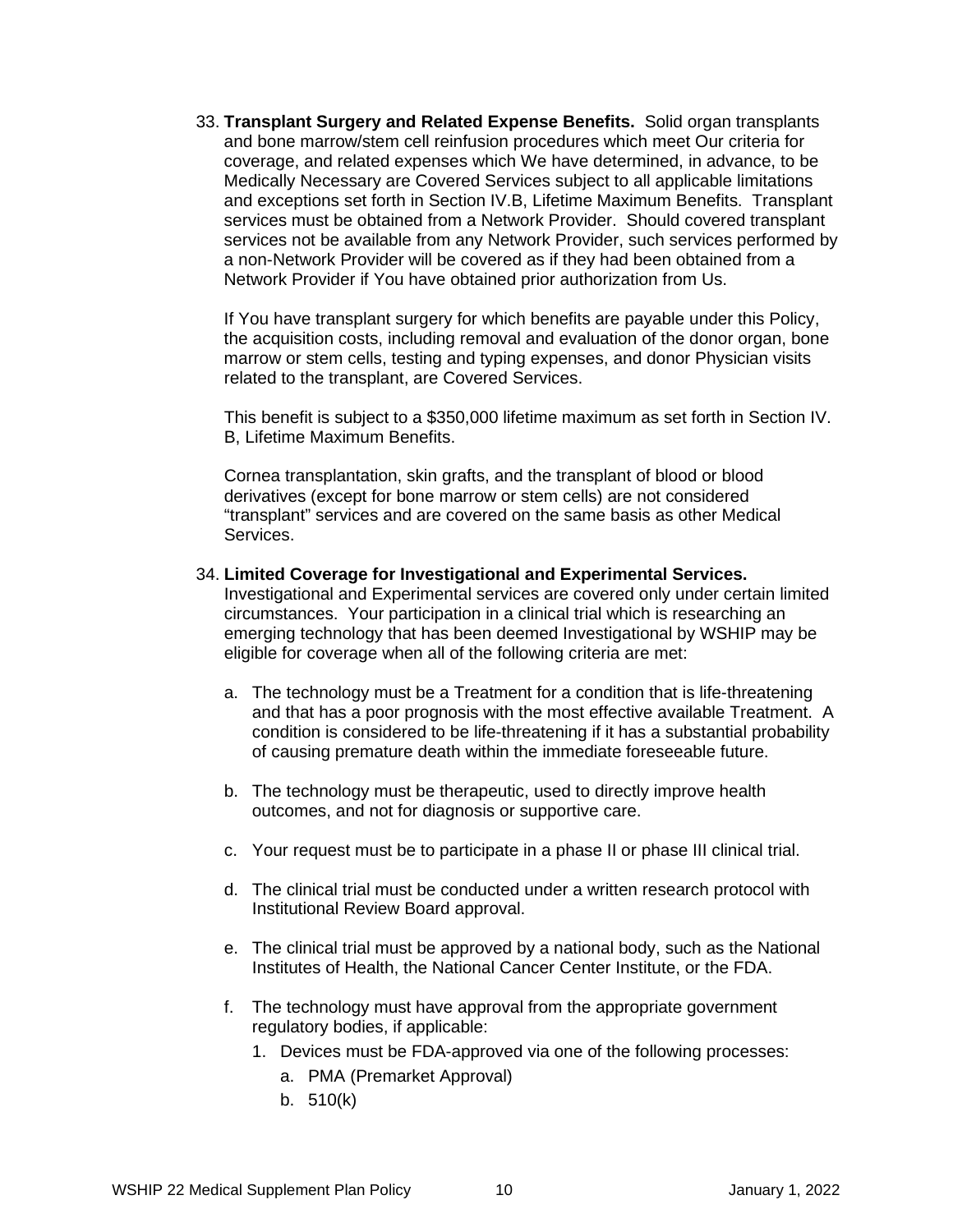33. **Transplant Surgery and Related Expense Benefits.** Solid organ transplants and bone marrow/stem cell reinfusion procedures which meet Our criteria for coverage, and related expenses which We have determined, in advance, to be Medically Necessary are Covered Services subject to all applicable limitations and exceptions set forth in Section IV.B, Lifetime Maximum Benefits. Transplant services must be obtained from a Network Provider. Should covered transplant services not be available from any Network Provider, such services performed by a non-Network Provider will be covered as if they had been obtained from a Network Provider if You have obtained prior authorization from Us.

    If You have transplant surgery for which benefits are payable under this Policy, the acquisition costs, including removal and evaluation of the donor organ, bone marrow or stem cells, testing and typing expenses, and donor Physician visits related to the transplant, are Covered Services.

    This benefit is subject to a $350,000 lifetime maximum as set forth in Section IV. B, Lifetime Maximum Benefits.

    Cornea transplantation, skin grafts, and the transplant of blood or blood derivatives (except for bone marrow or stem cells) are not considered “transplant” services and are covered on the same basis as other Medical Services.

34. **Limited Coverage for Investigational and Experimental Services.** Investigational and Experimental services are covered only under certain limited circumstances. Your participation in a clinical trial which is researching an emerging technology that has been deemed Investigational by WSHIP may be eligible for coverage when all of the following criteria are met:

    a. The technology must be a Treatment for a condition that is life-threatening and that has a poor prognosis with the most effective available Treatment. A condition is considered to be life-threatening if it has a substantial probability of causing premature death within the immediate foreseeable future.

    b. The technology must be therapeutic, used to directly improve health outcomes, and not for diagnosis or supportive care.

    c. Your request must be to participate in a phase II or phase III clinical trial.

    d. The clinical trial must be conducted under a written research protocol with Institutional Review Board approval.

    e. The clinical trial must be approved by a national body, such as the National Institutes of Health, the National Cancer Center Institute, or the FDA.

    f. The technology must have approval from the appropriate government regulatory bodies, if applicable:
        1. Devices must be FDA-approved via one of the following processes:
            a. PMA (Premarket Approval)
            b. 510(k)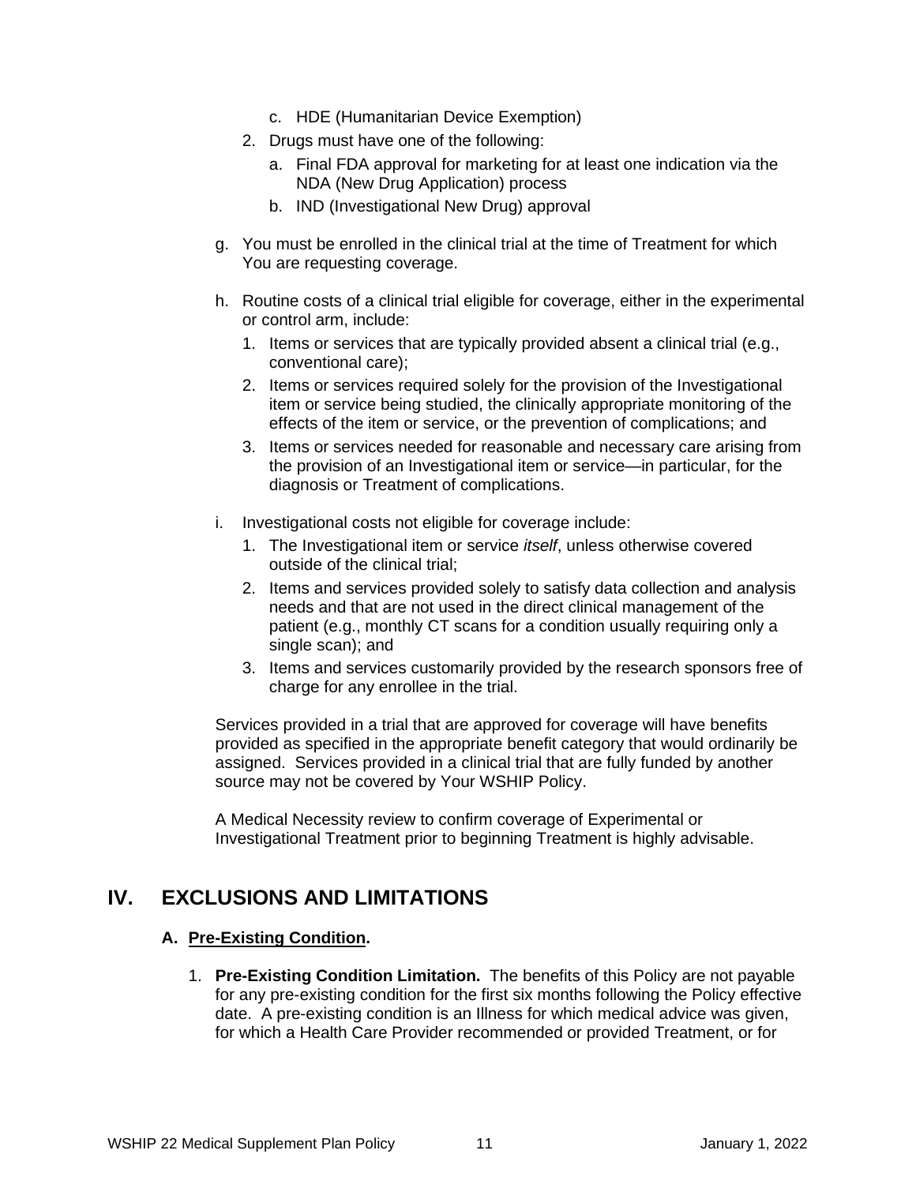c. HDE (Humanitarian Device Exemption)

2. Drugs must have one of the following:
   a. Final FDA approval for marketing for at least one indication via the NDA (New Drug Application) process
   b. IND (Investigational New Drug) approval

g. You must be enrolled in the clinical trial at the time of Treatment for which You are requesting coverage.

h. Routine costs of a clinical trial eligible for coverage, either in the experimental or control arm, include:
   1. Items or services that are typically provided absent a clinical trial (e.g., conventional care);
   2. Items or services required solely for the provision of the Investigational item or service being studied, the clinically appropriate monitoring of the effects of the item or service, or the prevention of complications; and
   3. Items or services needed for reasonable and necessary care arising from the provision of an Investigational item or service—in particular, for the diagnosis or Treatment of complications.

i. Investigational costs not eligible for coverage include:
   1. The Investigational item or service *itself*, unless otherwise covered outside of the clinical trial;
   2. Items and services provided solely to satisfy data collection and analysis needs and that are not used in the direct clinical management of the patient (e.g., monthly CT scans for a condition usually requiring only a single scan); and
   3. Items and services customarily provided by the research sponsors free of charge for any enrollee in the trial.

Services provided in a trial that are approved for coverage will have benefits provided as specified in the appropriate benefit category that would ordinarily be assigned. Services provided in a clinical trial that are fully funded by another source may not be covered by Your WSHIP Policy.

A Medical Necessity review to confirm coverage of Experimental or Investigational Treatment prior to beginning Treatment is highly advisable.

# IV. EXCLUSIONS AND LIMITATIONS

### A. Pre-Existing Condition.

1. **Pre-Existing Condition Limitation.** The benefits of this Policy are not payable for any pre-existing condition for the first six months following the Policy effective date. A pre-existing condition is an Illness for which medical advice was given, for which a Health Care Provider recommended or provided Treatment, or for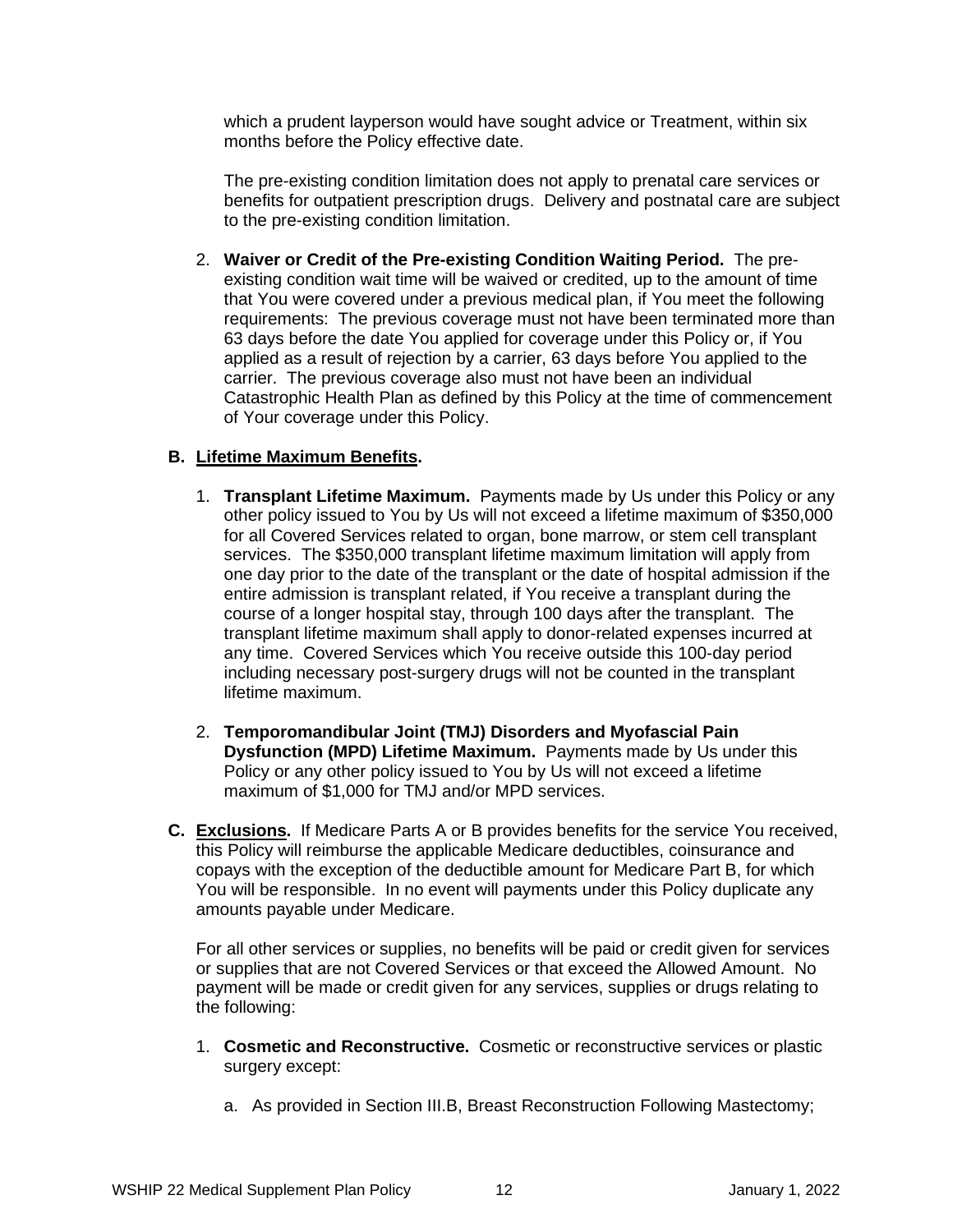which a prudent layperson would have sought advice or Treatment, within six months before the Policy effective date.

The pre-existing condition limitation does not apply to prenatal care services or benefits for outpatient prescription drugs. Delivery and postnatal care are subject to the pre-existing condition limitation.

2. **Waiver or Credit of the Pre-existing Condition Waiting Period.** The pre-existing condition wait time will be waived or credited, up to the amount of time that You were covered under a previous medical plan, if You meet the following requirements: The previous coverage must not have been terminated more than 63 days before the date You applied for coverage under this Policy or, if You applied as a result of rejection by a carrier, 63 days before You applied to the carrier. The previous coverage also must not have been an individual Catastrophic Health Plan as defined by this Policy at the time of commencement of Your coverage under this Policy.

**B. <u>Lifetime Maximum Benefits</u>.**

1. **Transplant Lifetime Maximum.** Payments made by Us under this Policy or any other policy issued to You by Us will not exceed a lifetime maximum of $350,000 for all Covered Services related to organ, bone marrow, or stem cell transplant services. The $350,000 transplant lifetime maximum limitation will apply from one day prior to the date of the transplant or the date of hospital admission if the entire admission is transplant related, if You receive a transplant during the course of a longer hospital stay, through 100 days after the transplant. The transplant lifetime maximum shall apply to donor-related expenses incurred at any time. Covered Services which You receive outside this 100-day period including necessary post-surgery drugs will not be counted in the transplant lifetime maximum.

2. **Temporomandibular Joint (TMJ) Disorders and Myofascial Pain Dysfunction (MPD) Lifetime Maximum.** Payments made by Us under this Policy or any other policy issued to You by Us will not exceed a lifetime maximum of $1,000 for TMJ and/or MPD services.

**C. <u>Exclusions</u>.** If Medicare Parts A or B provides benefits for the service You received, this Policy will reimburse the applicable Medicare deductibles, coinsurance and copays with the exception of the deductible amount for Medicare Part B, for which You will be responsible. In no event will payments under this Policy duplicate any amounts payable under Medicare.

For all other services or supplies, no benefits will be paid or credit given for services or supplies that are not Covered Services or that exceed the Allowed Amount. No payment will be made or credit given for any services, supplies or drugs relating to the following:

1. **Cosmetic and Reconstructive.** Cosmetic or reconstructive services or plastic surgery except:

   a. As provided in Section III.B, Breast Reconstruction Following Mastectomy;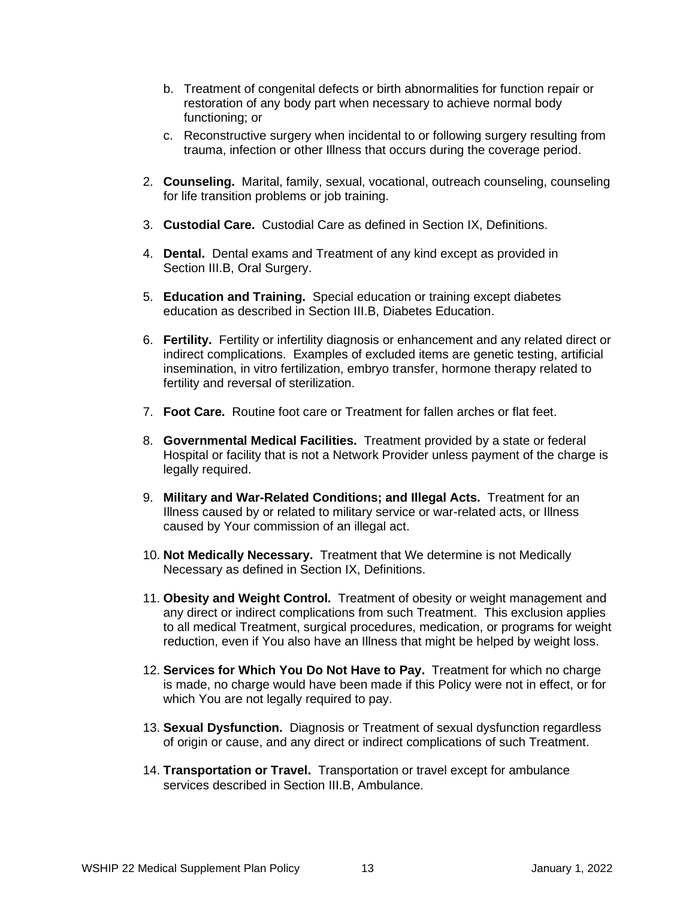b. Treatment of congenital defects or birth abnormalities for function repair or restoration of any body part when necessary to achieve normal body functioning; or

   c. Reconstructive surgery when incidental to or following surgery resulting from trauma, infection or other Illness that occurs during the coverage period.

2. **Counseling.** Marital, family, sexual, vocational, outreach counseling, counseling for life transition problems or job training.

3. **Custodial Care.** Custodial Care as defined in Section IX, Definitions.

4. **Dental.** Dental exams and Treatment of any kind except as provided in Section III.B, Oral Surgery.

5. **Education and Training.** Special education or training except diabetes education as described in Section III.B, Diabetes Education.

6. **Fertility.** Fertility or infertility diagnosis or enhancement and any related direct or indirect complications. Examples of excluded items are genetic testing, artificial insemination, in vitro fertilization, embryo transfer, hormone therapy related to fertility and reversal of sterilization.

7. **Foot Care.** Routine foot care or Treatment for fallen arches or flat feet.

8. **Governmental Medical Facilities.** Treatment provided by a state or federal Hospital or facility that is not a Network Provider unless payment of the charge is legally required.

9. **Military and War-Related Conditions; and Illegal Acts.** Treatment for an Illness caused by or related to military service or war-related acts, or Illness caused by Your commission of an illegal act.

10. **Not Medically Necessary.** Treatment that We determine is not Medically Necessary as defined in Section IX, Definitions.

11. **Obesity and Weight Control.** Treatment of obesity or weight management and any direct or indirect complications from such Treatment. This exclusion applies to all medical Treatment, surgical procedures, medication, or programs for weight reduction, even if You also have an Illness that might be helped by weight loss.

12. **Services for Which You Do Not Have to Pay.** Treatment for which no charge is made, no charge would have been made if this Policy were not in effect, or for which You are not legally required to pay.

13. **Sexual Dysfunction.** Diagnosis or Treatment of sexual dysfunction regardless of origin or cause, and any direct or indirect complications of such Treatment.

14. **Transportation or Travel.** Transportation or travel except for ambulance services described in Section III.B, Ambulance.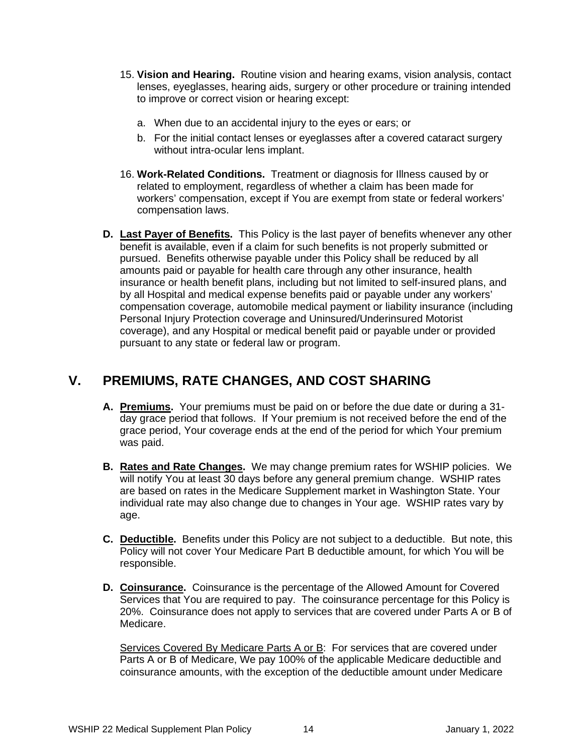15. **Vision and Hearing.** Routine vision and hearing exams, vision analysis, contact lenses, eyeglasses, hearing aids, surgery or other procedure or training intended to improve or correct vision or hearing except:

    a. When due to an accidental injury to the eyes or ears; or

    b. For the initial contact lenses or eyeglasses after a covered cataract surgery without intra-ocular lens implant.

16. **Work-Related Conditions.** Treatment or diagnosis for Illness caused by or related to employment, regardless of whether a claim has been made for workers' compensation, except if You are exempt from state or federal workers' compensation laws.

**D. Last Payer of Benefits.** This Policy is the last payer of benefits whenever any other benefit is available, even if a claim for such benefits is not properly submitted or pursued. Benefits otherwise payable under this Policy shall be reduced by all amounts paid or payable for health care through any other insurance, health insurance or health benefit plans, including but not limited to self-insured plans, and by all Hospital and medical expense benefits paid or payable under any workers' compensation coverage, automobile medical payment or liability insurance (including Personal Injury Protection coverage and Uninsured/Underinsured Motorist coverage), and any Hospital or medical benefit paid or payable under or provided pursuant to any state or federal law or program.

## V. PREMIUMS, RATE CHANGES, AND COST SHARING

**A. Premiums.** Your premiums must be paid on or before the due date or during a 31-day grace period that follows. If Your premium is not received before the end of the grace period, Your coverage ends at the end of the period for which Your premium was paid.

**B. Rates and Rate Changes.** We may change premium rates for WSHIP policies. We will notify You at least 30 days before any general premium change. WSHIP rates are based on rates in the Medicare Supplement market in Washington State. Your individual rate may also change due to changes in Your age. WSHIP rates vary by age.

**C. Deductible.** Benefits under this Policy are not subject to a deductible. But note, this Policy will not cover Your Medicare Part B deductible amount, for which You will be responsible.

**D. Coinsurance.** Coinsurance is the percentage of the Allowed Amount for Covered Services that You are required to pay. The coinsurance percentage for this Policy is 20%. Coinsurance does not apply to services that are covered under Parts A or B of Medicare.

Services Covered By Medicare Parts A or B: For services that are covered under Parts A or B of Medicare, We pay 100% of the applicable Medicare deductible and coinsurance amounts, with the exception of the deductible amount under Medicare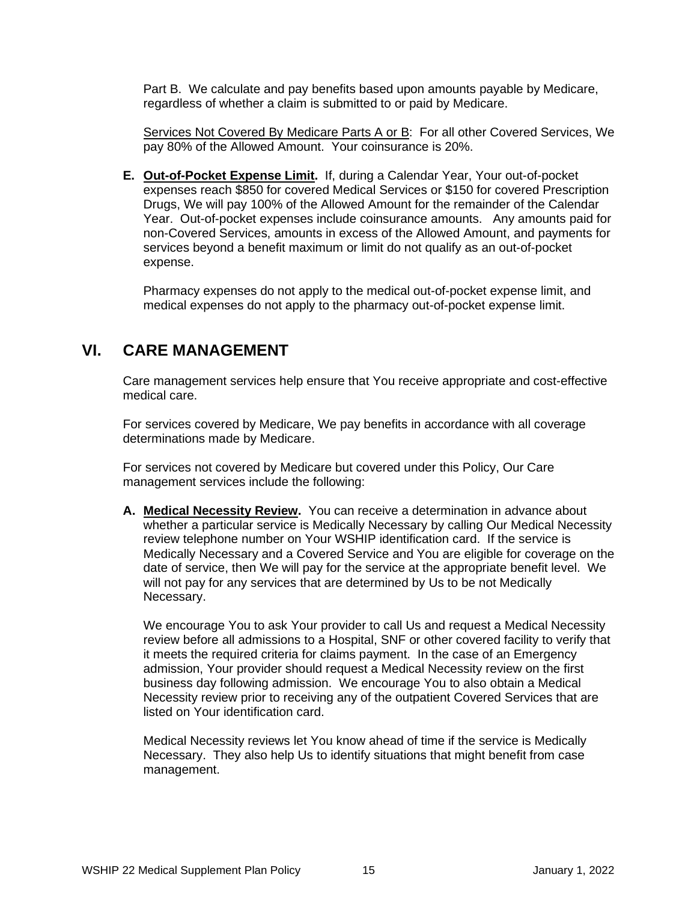Part B. We calculate and pay benefits based upon amounts payable by Medicare, regardless of whether a claim is submitted to or paid by Medicare.

Services Not Covered By Medicare Parts A or B: For all other Covered Services, We pay 80% of the Allowed Amount. Your coinsurance is 20%.

**E. Out-of-Pocket Expense Limit.** If, during a Calendar Year, Your out-of-pocket expenses reach $850 for covered Medical Services or $150 for covered Prescription Drugs, We will pay 100% of the Allowed Amount for the remainder of the Calendar Year. Out-of-pocket expenses include coinsurance amounts. Any amounts paid for non-Covered Services, amounts in excess of the Allowed Amount, and payments for services beyond a benefit maximum or limit do not qualify as an out-of-pocket expense.

Pharmacy expenses do not apply to the medical out-of-pocket expense limit, and medical expenses do not apply to the pharmacy out-of-pocket expense limit.

## VI. CARE MANAGEMENT

Care management services help ensure that You receive appropriate and cost-effective medical care.

For services covered by Medicare, We pay benefits in accordance with all coverage determinations made by Medicare.

For services not covered by Medicare but covered under this Policy, Our Care management services include the following:

**A. Medical Necessity Review.** You can receive a determination in advance about whether a particular service is Medically Necessary by calling Our Medical Necessity review telephone number on Your WSHIP identification card. If the service is Medically Necessary and a Covered Service and You are eligible for coverage on the date of service, then We will pay for the service at the appropriate benefit level. We will not pay for any services that are determined by Us to be not Medically Necessary.

We encourage You to ask Your provider to call Us and request a Medical Necessity review before all admissions to a Hospital, SNF or other covered facility to verify that it meets the required criteria for claims payment. In the case of an Emergency admission, Your provider should request a Medical Necessity review on the first business day following admission. We encourage You to also obtain a Medical Necessity review prior to receiving any of the outpatient Covered Services that are listed on Your identification card.

Medical Necessity reviews let You know ahead of time if the service is Medically Necessary. They also help Us to identify situations that might benefit from case management.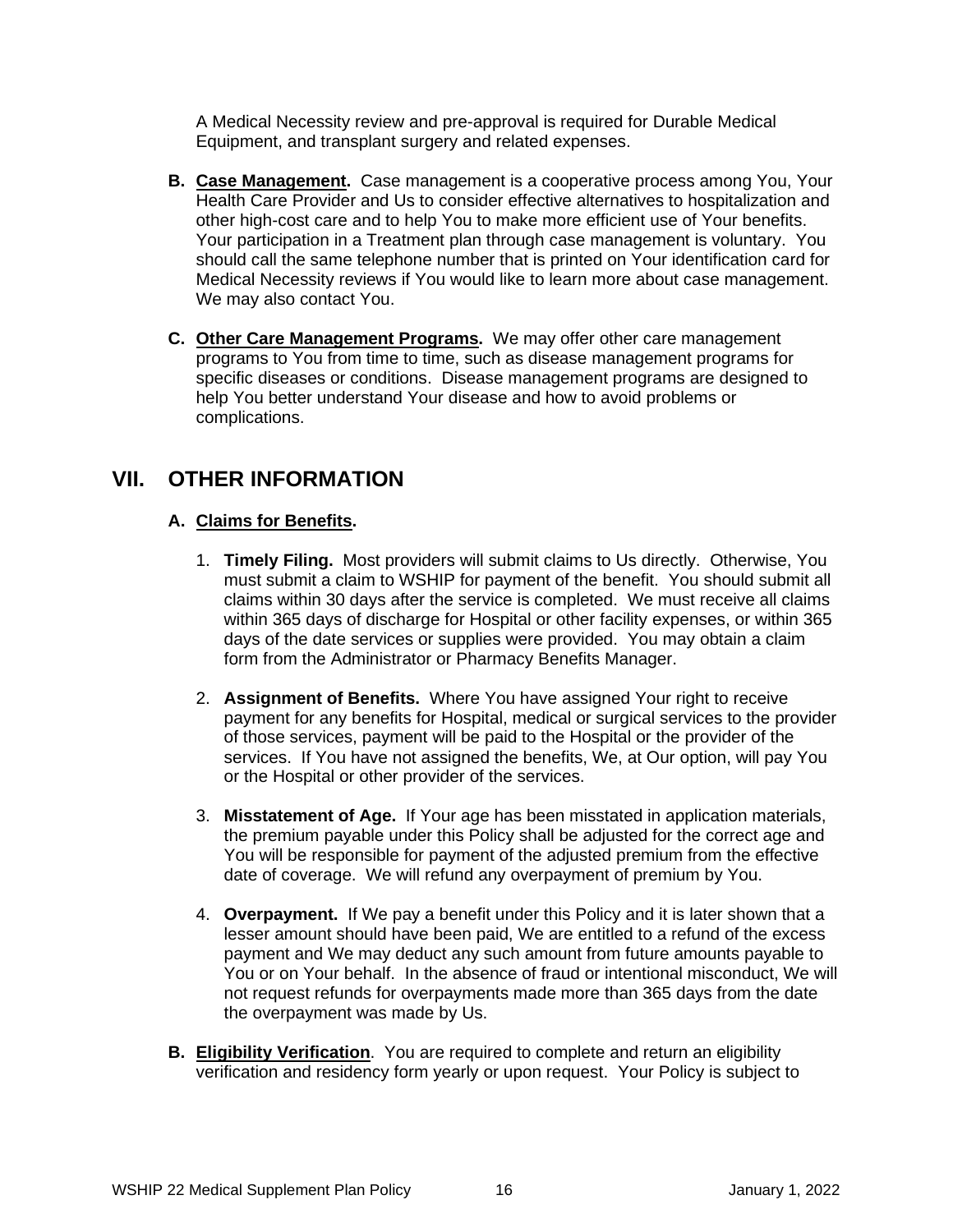A Medical Necessity review and pre-approval is required for Durable Medical Equipment, and transplant surgery and related expenses.

**B. Case Management.** Case management is a cooperative process among You, Your Health Care Provider and Us to consider effective alternatives to hospitalization and other high-cost care and to help You to make more efficient use of Your benefits. Your participation in a Treatment plan through case management is voluntary. You should call the same telephone number that is printed on Your identification card for Medical Necessity reviews if You would like to learn more about case management. We may also contact You.

**C. Other Care Management Programs.** We may offer other care management programs to You from time to time, such as disease management programs for specific diseases or conditions. Disease management programs are designed to help You better understand Your disease and how to avoid problems or complications.

## VII. OTHER INFORMATION

### A. Claims for Benefits.

1. **Timely Filing.** Most providers will submit claims to Us directly. Otherwise, You must submit a claim to WSHIP for payment of the benefit. You should submit all claims within 30 days after the service is completed. We must receive all claims within 365 days of discharge for Hospital or other facility expenses, or within 365 days of the date services or supplies were provided. You may obtain a claim form from the Administrator or Pharmacy Benefits Manager.

2. **Assignment of Benefits.** Where You have assigned Your right to receive payment for any benefits for Hospital, medical or surgical services to the provider of those services, payment will be paid to the Hospital or the provider of the services. If You have not assigned the benefits, We, at Our option, will pay You or the Hospital or other provider of the services.

3. **Misstatement of Age.** If Your age has been misstated in application materials, the premium payable under this Policy shall be adjusted for the correct age and You will be responsible for payment of the adjusted premium from the effective date of coverage. We will refund any overpayment of premium by You.

4. **Overpayment.** If We pay a benefit under this Policy and it is later shown that a lesser amount should have been paid, We are entitled to a refund of the excess payment and We may deduct any such amount from future amounts payable to You or on Your behalf. In the absence of fraud or intentional misconduct, We will not request refunds for overpayments made more than 365 days from the date the overpayment was made by Us.

**B. Eligibility Verification**. You are required to complete and return an eligibility verification and residency form yearly or upon request. Your Policy is subject to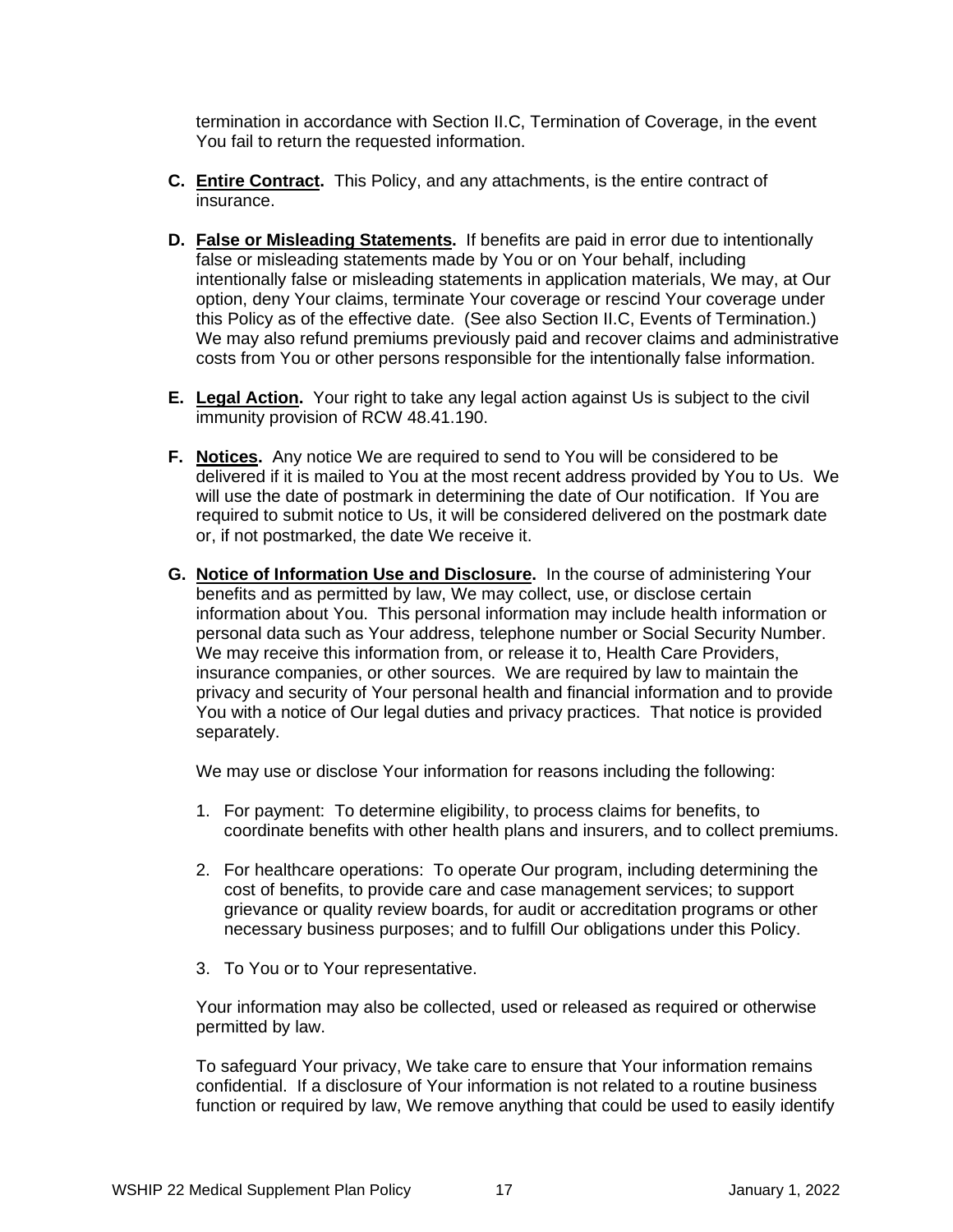termination in accordance with Section II.C, Termination of Coverage, in the event You fail to return the requested information.

**C. Entire Contract.** This Policy, and any attachments, is the entire contract of insurance.

**D. False or Misleading Statements.** If benefits are paid in error due to intentionally false or misleading statements made by You or on Your behalf, including intentionally false or misleading statements in application materials, We may, at Our option, deny Your claims, terminate Your coverage or rescind Your coverage under this Policy as of the effective date. (See also Section II.C, Events of Termination.) We may also refund premiums previously paid and recover claims and administrative costs from You or other persons responsible for the intentionally false information.

**E. Legal Action.** Your right to take any legal action against Us is subject to the civil immunity provision of RCW 48.41.190.

**F. Notices.** Any notice We are required to send to You will be considered to be delivered if it is mailed to You at the most recent address provided by You to Us. We will use the date of postmark in determining the date of Our notification. If You are required to submit notice to Us, it will be considered delivered on the postmark date or, if not postmarked, the date We receive it.

**G. Notice of Information Use and Disclosure.** In the course of administering Your benefits and as permitted by law, We may collect, use, or disclose certain information about You. This personal information may include health information or personal data such as Your address, telephone number or Social Security Number. We may receive this information from, or release it to, Health Care Providers, insurance companies, or other sources. We are required by law to maintain the privacy and security of Your personal health and financial information and to provide You with a notice of Our legal duties and privacy practices. That notice is provided separately.

We may use or disclose Your information for reasons including the following:

1. For payment: To determine eligibility, to process claims for benefits, to coordinate benefits with other health plans and insurers, and to collect premiums.
2. For healthcare operations: To operate Our program, including determining the cost of benefits, to provide care and case management services; to support grievance or quality review boards, for audit or accreditation programs or other necessary business purposes; and to fulfill Our obligations under this Policy.
3. To You or to Your representative.

Your information may also be collected, used or released as required or otherwise permitted by law.

To safeguard Your privacy, We take care to ensure that Your information remains confidential. If a disclosure of Your information is not related to a routine business function or required by law, We remove anything that could be used to easily identify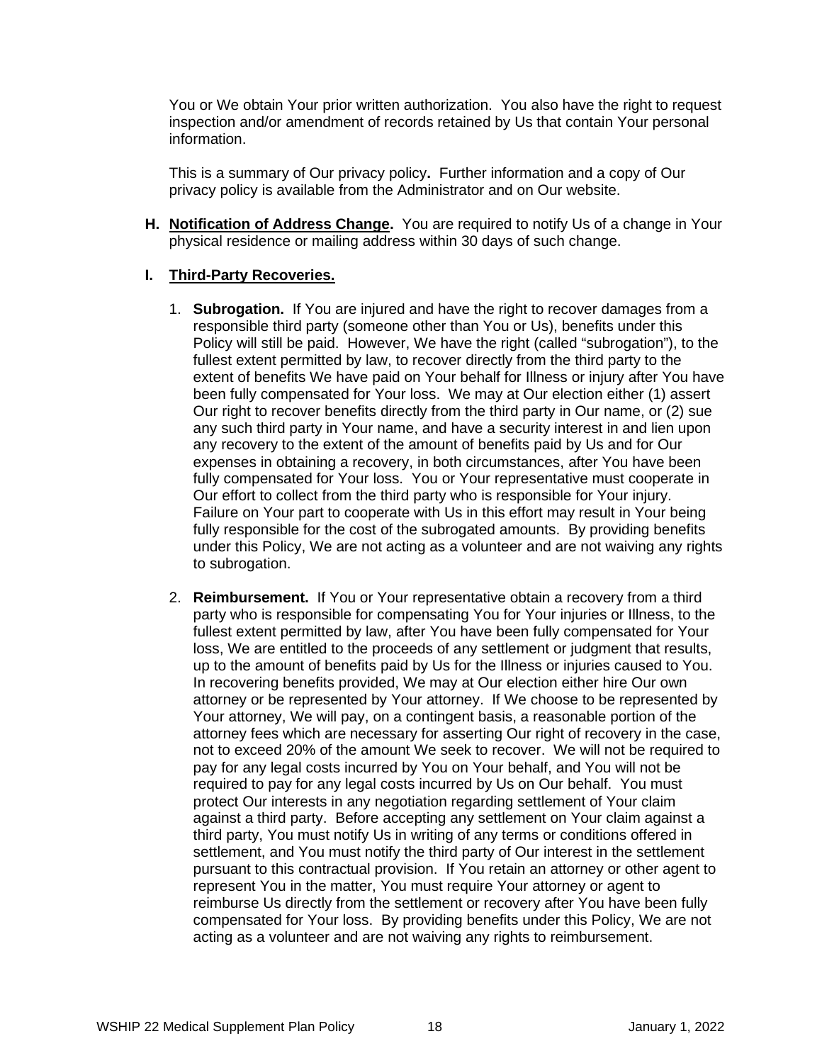You or We obtain Your prior written authorization. You also have the right to request inspection and/or amendment of records retained by Us that contain Your personal information.

This is a summary of Our privacy policy**.** Further information and a copy of Our privacy policy is available from the Administrator and on Our website.

**H. <u>Notification of Address Change</u>.** You are required to notify Us of a change in Your physical residence or mailing address within 30 days of such change.

**I. <u>Third-Party Recoveries.</u>**

1. **Subrogation.** If You are injured and have the right to recover damages from a responsible third party (someone other than You or Us), benefits under this Policy will still be paid. However, We have the right (called "subrogation"), to the fullest extent permitted by law, to recover directly from the third party to the extent of benefits We have paid on Your behalf for Illness or injury after You have been fully compensated for Your loss. We may at Our election either (1) assert Our right to recover benefits directly from the third party in Our name, or (2) sue any such third party in Your name, and have a security interest in and lien upon any recovery to the extent of the amount of benefits paid by Us and for Our expenses in obtaining a recovery, in both circumstances, after You have been fully compensated for Your loss. You or Your representative must cooperate in Our effort to collect from the third party who is responsible for Your injury. Failure on Your part to cooperate with Us in this effort may result in Your being fully responsible for the cost of the subrogated amounts. By providing benefits under this Policy, We are not acting as a volunteer and are not waiving any rights to subrogation.

2. **Reimbursement.** If You or Your representative obtain a recovery from a third party who is responsible for compensating You for Your injuries or Illness, to the fullest extent permitted by law, after You have been fully compensated for Your loss, We are entitled to the proceeds of any settlement or judgment that results, up to the amount of benefits paid by Us for the Illness or injuries caused to You. In recovering benefits provided, We may at Our election either hire Our own attorney or be represented by Your attorney. If We choose to be represented by Your attorney, We will pay, on a contingent basis, a reasonable portion of the attorney fees which are necessary for asserting Our right of recovery in the case, not to exceed 20% of the amount We seek to recover. We will not be required to pay for any legal costs incurred by You on Your behalf, and You will not be required to pay for any legal costs incurred by Us on Our behalf. You must protect Our interests in any negotiation regarding settlement of Your claim against a third party. Before accepting any settlement on Your claim against a third party, You must notify Us in writing of any terms or conditions offered in settlement, and You must notify the third party of Our interest in the settlement pursuant to this contractual provision. If You retain an attorney or other agent to represent You in the matter, You must require Your attorney or agent to reimburse Us directly from the settlement or recovery after You have been fully compensated for Your loss. By providing benefits under this Policy, We are not acting as a volunteer and are not waiving any rights to reimbursement.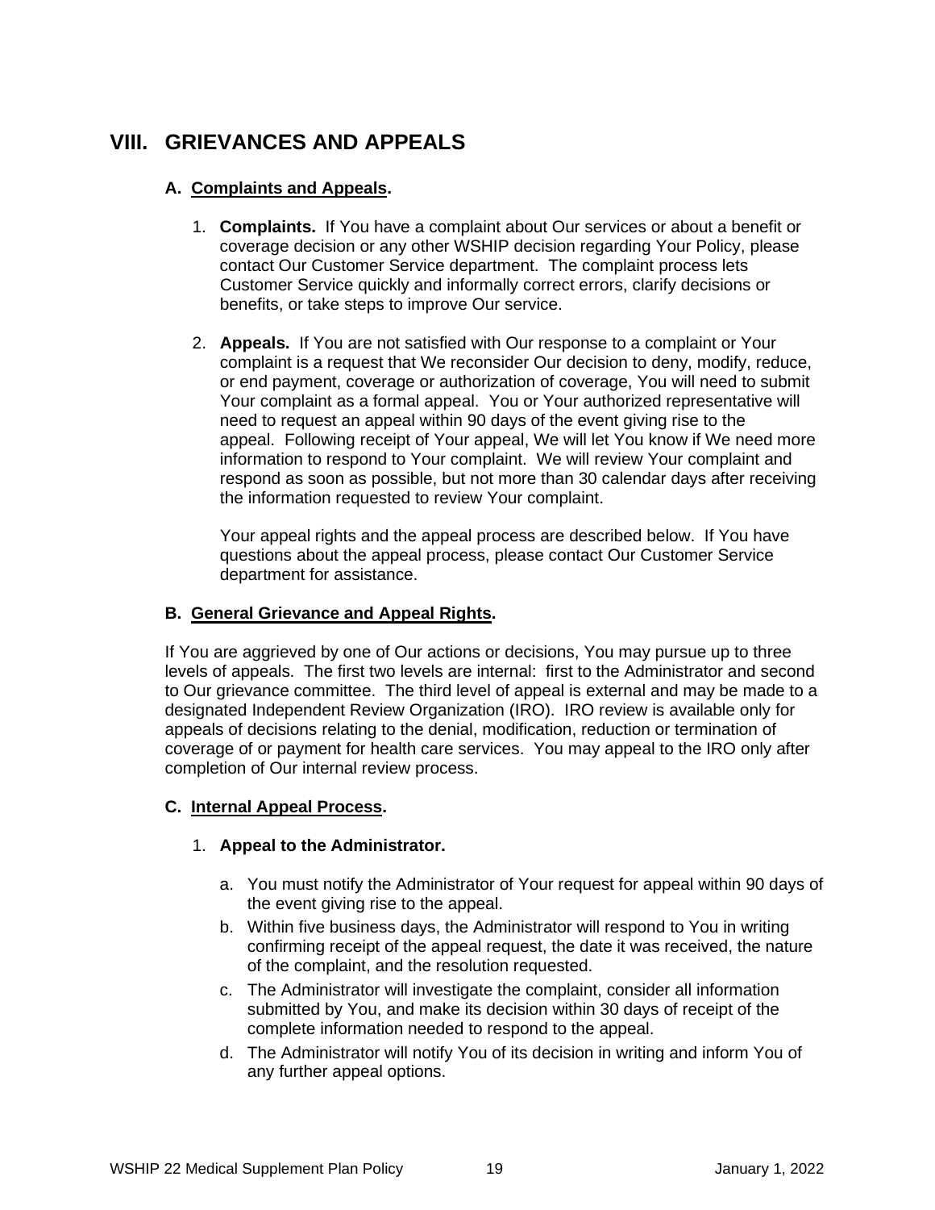# VIII. GRIEVANCES AND APPEALS

## A. Complaints and Appeals.

1. **Complaints.** If You have a complaint about Our services or about a benefit or coverage decision or any other WSHIP decision regarding Your Policy, please contact Our Customer Service department. The complaint process lets Customer Service quickly and informally correct errors, clarify decisions or benefits, or take steps to improve Our service.

2. **Appeals.** If You are not satisfied with Our response to a complaint or Your complaint is a request that We reconsider Our decision to deny, modify, reduce, or end payment, coverage or authorization of coverage, You will need to submit Your complaint as a formal appeal. You or Your authorized representative will need to request an appeal within 90 days of the event giving rise to the appeal. Following receipt of Your appeal, We will let You know if We need more information to respond to Your complaint. We will review Your complaint and respond as soon as possible, but not more than 30 calendar days after receiving the information requested to review Your complaint.

   Your appeal rights and the appeal process are described below. If You have questions about the appeal process, please contact Our Customer Service department for assistance.

## B. General Grievance and Appeal Rights.

If You are aggrieved by one of Our actions or decisions, You may pursue up to three levels of appeals. The first two levels are internal: first to the Administrator and second to Our grievance committee. The third level of appeal is external and may be made to a designated Independent Review Organization (IRO). IRO review is available only for appeals of decisions relating to the denial, modification, reduction or termination of coverage of or payment for health care services. You may appeal to the IRO only after completion of Our internal review process.

## C. Internal Appeal Process.

1. **Appeal to the Administrator.**

   a. You must notify the Administrator of Your request for appeal within 90 days of the event giving rise to the appeal.

   b. Within five business days, the Administrator will respond to You in writing confirming receipt of the appeal request, the date it was received, the nature of the complaint, and the resolution requested.

   c. The Administrator will investigate the complaint, consider all information submitted by You, and make its decision within 30 days of receipt of the complete information needed to respond to the appeal.

   d. The Administrator will notify You of its decision in writing and inform You of any further appeal options.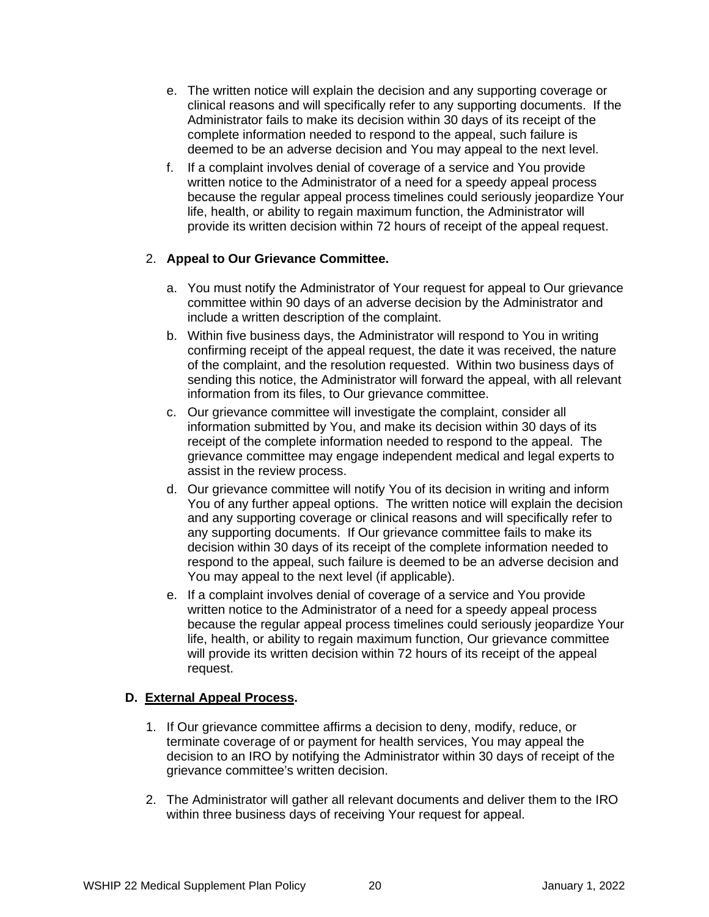e. The written notice will explain the decision and any supporting coverage or clinical reasons and will specifically refer to any supporting documents. If the Administrator fails to make its decision within 30 days of its receipt of the complete information needed to respond to the appeal, such failure is deemed to be an adverse decision and You may appeal to the next level.

f. If a complaint involves denial of coverage of a service and You provide written notice to the Administrator of a need for a speedy appeal process because the regular appeal process timelines could seriously jeopardize Your life, health, or ability to regain maximum function, the Administrator will provide its written decision within 72 hours of receipt of the appeal request.

2. **Appeal to Our Grievance Committee.**

   a. You must notify the Administrator of Your request for appeal to Our grievance committee within 90 days of an adverse decision by the Administrator and include a written description of the complaint.

   b. Within five business days, the Administrator will respond to You in writing confirming receipt of the appeal request, the date it was received, the nature of the complaint, and the resolution requested. Within two business days of sending this notice, the Administrator will forward the appeal, with all relevant information from its files, to Our grievance committee.

   c. Our grievance committee will investigate the complaint, consider all information submitted by You, and make its decision within 30 days of its receipt of the complete information needed to respond to the appeal. The grievance committee may engage independent medical and legal experts to assist in the review process.

   d. Our grievance committee will notify You of its decision in writing and inform You of any further appeal options. The written notice will explain the decision and any supporting coverage or clinical reasons and will specifically refer to any supporting documents. If Our grievance committee fails to make its decision within 30 days of its receipt of the complete information needed to respond to the appeal, such failure is deemed to be an adverse decision and You may appeal to the next level (if applicable).

   e. If a complaint involves denial of coverage of a service and You provide written notice to the Administrator of a need for a speedy appeal process because the regular appeal process timelines could seriously jeopardize Your life, health, or ability to regain maximum function, Our grievance committee will provide its written decision within 72 hours of its receipt of the appeal request.

### D. <u>External Appeal Process</u>.

1. If Our grievance committee affirms a decision to deny, modify, reduce, or terminate coverage of or payment for health services, You may appeal the decision to an IRO by notifying the Administrator within 30 days of receipt of the grievance committee's written decision.

2. The Administrator will gather all relevant documents and deliver them to the IRO within three business days of receiving Your request for appeal.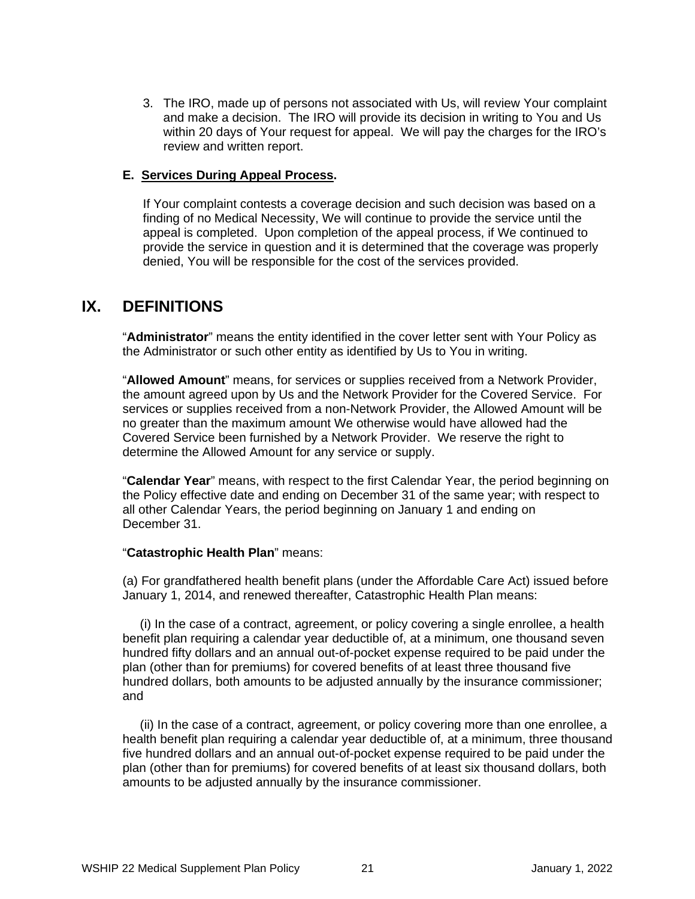3. The IRO, made up of persons not associated with Us, will review Your complaint and make a decision. The IRO will provide its decision in writing to You and Us within 20 days of Your request for appeal. We will pay the charges for the IRO's review and written report.

**E. Services During Appeal Process.**

If Your complaint contests a coverage decision and such decision was based on a finding of no Medical Necessity, We will continue to provide the service until the appeal is completed. Upon completion of the appeal process, if We continued to provide the service in question and it is determined that the coverage was properly denied, You will be responsible for the cost of the services provided.

# IX. DEFINITIONS

"**Administrator**" means the entity identified in the cover letter sent with Your Policy as the Administrator or such other entity as identified by Us to You in writing.

"**Allowed Amount**" means, for services or supplies received from a Network Provider, the amount agreed upon by Us and the Network Provider for the Covered Service. For services or supplies received from a non-Network Provider, the Allowed Amount will be no greater than the maximum amount We otherwise would have allowed had the Covered Service been furnished by a Network Provider. We reserve the right to determine the Allowed Amount for any service or supply.

"**Calendar Year**" means, with respect to the first Calendar Year, the period beginning on the Policy effective date and ending on December 31 of the same year; with respect to all other Calendar Years, the period beginning on January 1 and ending on December 31.

"**Catastrophic Health Plan**" means:

(a) For grandfathered health benefit plans (under the Affordable Care Act) issued before January 1, 2014, and renewed thereafter, Catastrophic Health Plan means:

(i) In the case of a contract, agreement, or policy covering a single enrollee, a health benefit plan requiring a calendar year deductible of, at a minimum, one thousand seven hundred fifty dollars and an annual out-of-pocket expense required to be paid under the plan (other than for premiums) for covered benefits of at least three thousand five hundred dollars, both amounts to be adjusted annually by the insurance commissioner; and

(ii) In the case of a contract, agreement, or policy covering more than one enrollee, a health benefit plan requiring a calendar year deductible of, at a minimum, three thousand five hundred dollars and an annual out-of-pocket expense required to be paid under the plan (other than for premiums) for covered benefits of at least six thousand dollars, both amounts to be adjusted annually by the insurance commissioner.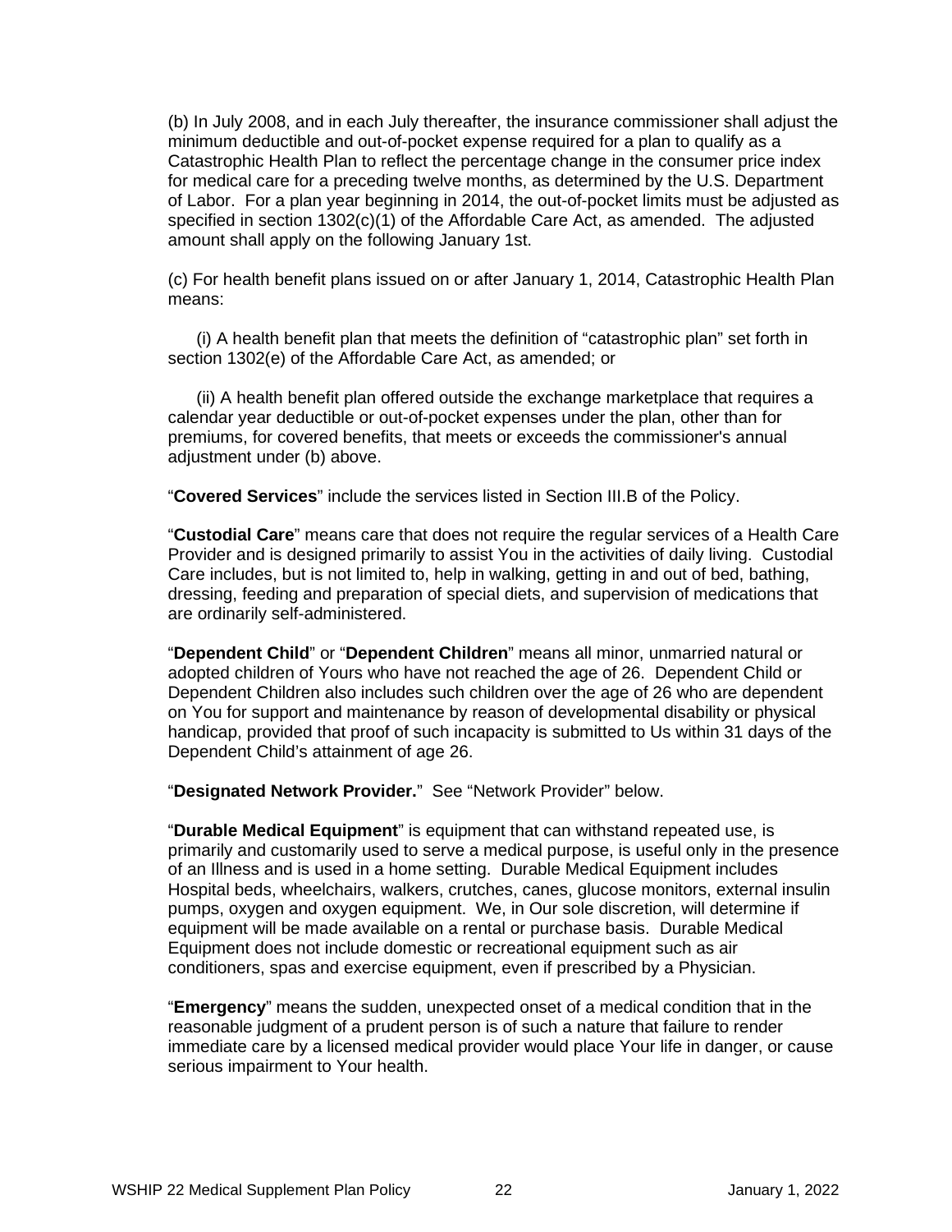(b) In July 2008, and in each July thereafter, the insurance commissioner shall adjust the minimum deductible and out-of-pocket expense required for a plan to qualify as a Catastrophic Health Plan to reflect the percentage change in the consumer price index for medical care for a preceding twelve months, as determined by the U.S. Department of Labor. For a plan year beginning in 2014, the out-of-pocket limits must be adjusted as specified in section 1302(c)(1) of the Affordable Care Act, as amended. The adjusted amount shall apply on the following January 1st.

(c) For health benefit plans issued on or after January 1, 2014, Catastrophic Health Plan means:

(i) A health benefit plan that meets the definition of "catastrophic plan" set forth in section 1302(e) of the Affordable Care Act, as amended; or

(ii) A health benefit plan offered outside the exchange marketplace that requires a calendar year deductible or out-of-pocket expenses under the plan, other than for premiums, for covered benefits, that meets or exceeds the commissioner's annual adjustment under (b) above.

"**Covered Services**" include the services listed in Section III.B of the Policy.

"**Custodial Care**" means care that does not require the regular services of a Health Care Provider and is designed primarily to assist You in the activities of daily living. Custodial Care includes, but is not limited to, help in walking, getting in and out of bed, bathing, dressing, feeding and preparation of special diets, and supervision of medications that are ordinarily self-administered.

"**Dependent Child**" or "**Dependent Children**" means all minor, unmarried natural or adopted children of Yours who have not reached the age of 26. Dependent Child or Dependent Children also includes such children over the age of 26 who are dependent on You for support and maintenance by reason of developmental disability or physical handicap, provided that proof of such incapacity is submitted to Us within 31 days of the Dependent Child's attainment of age 26.

"**Designated Network Provider.**" See "Network Provider" below.

"**Durable Medical Equipment**" is equipment that can withstand repeated use, is primarily and customarily used to serve a medical purpose, is useful only in the presence of an Illness and is used in a home setting. Durable Medical Equipment includes Hospital beds, wheelchairs, walkers, crutches, canes, glucose monitors, external insulin pumps, oxygen and oxygen equipment. We, in Our sole discretion, will determine if equipment will be made available on a rental or purchase basis. Durable Medical Equipment does not include domestic or recreational equipment such as air conditioners, spas and exercise equipment, even if prescribed by a Physician.

"**Emergency**" means the sudden, unexpected onset of a medical condition that in the reasonable judgment of a prudent person is of such a nature that failure to render immediate care by a licensed medical provider would place Your life in danger, or cause serious impairment to Your health.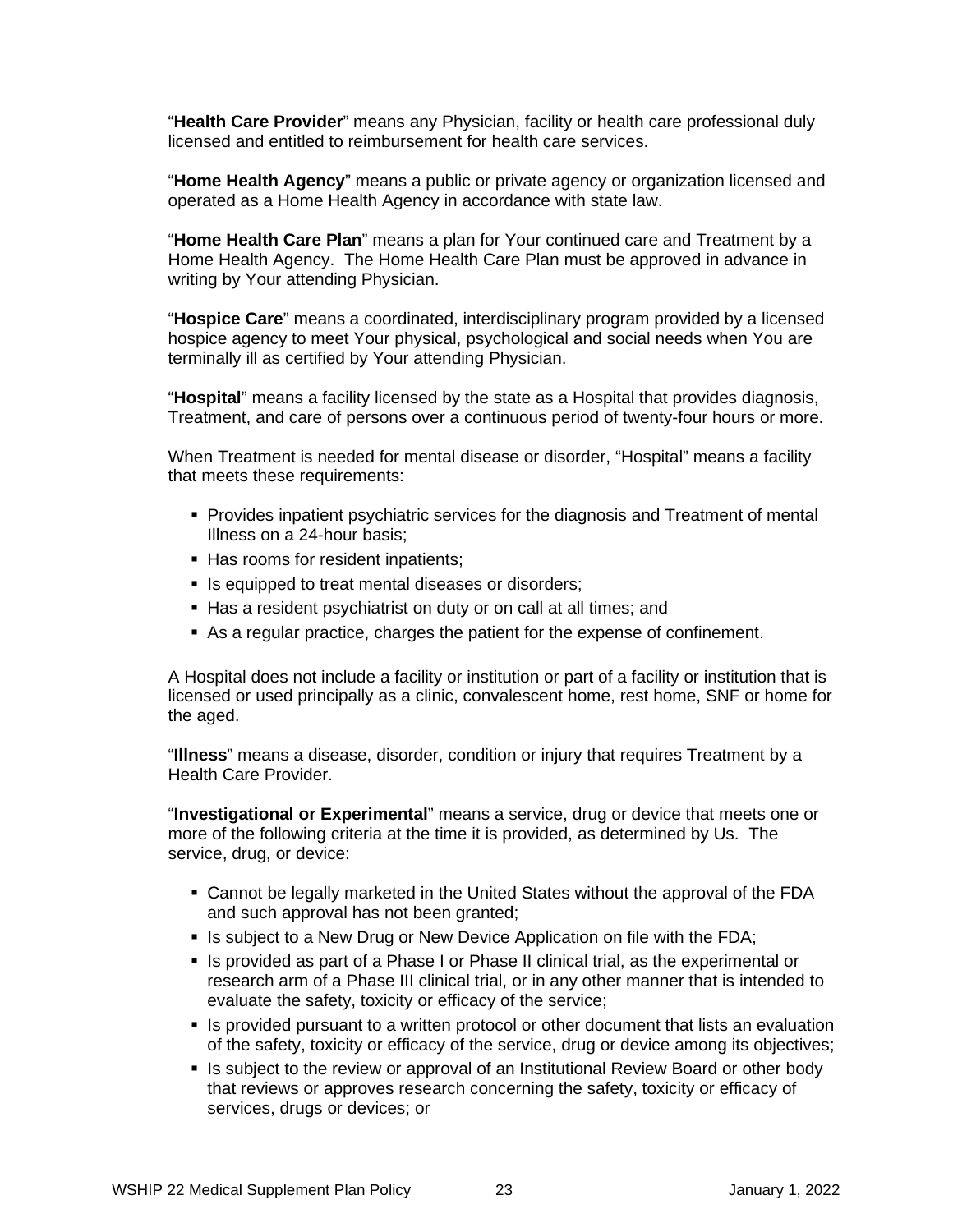"**Health Care Provider**" means any Physician, facility or health care professional duly licensed and entitled to reimbursement for health care services.

"**Home Health Agency**" means a public or private agency or organization licensed and operated as a Home Health Agency in accordance with state law.

"**Home Health Care Plan**" means a plan for Your continued care and Treatment by a Home Health Agency. The Home Health Care Plan must be approved in advance in writing by Your attending Physician.

"**Hospice Care**" means a coordinated, interdisciplinary program provided by a licensed hospice agency to meet Your physical, psychological and social needs when You are terminally ill as certified by Your attending Physician.

"**Hospital**" means a facility licensed by the state as a Hospital that provides diagnosis, Treatment, and care of persons over a continuous period of twenty-four hours or more.

When Treatment is needed for mental disease or disorder, "Hospital" means a facility that meets these requirements:

- Provides inpatient psychiatric services for the diagnosis and Treatment of mental Illness on a 24-hour basis;
- Has rooms for resident inpatients;
- Is equipped to treat mental diseases or disorders;
- Has a resident psychiatrist on duty or on call at all times; and
- As a regular practice, charges the patient for the expense of confinement.

A Hospital does not include a facility or institution or part of a facility or institution that is licensed or used principally as a clinic, convalescent home, rest home, SNF or home for the aged.

"**Illness**" means a disease, disorder, condition or injury that requires Treatment by a Health Care Provider.

"**Investigational or Experimental**" means a service, drug or device that meets one or more of the following criteria at the time it is provided, as determined by Us. The service, drug, or device:

- Cannot be legally marketed in the United States without the approval of the FDA and such approval has not been granted;
- Is subject to a New Drug or New Device Application on file with the FDA;
- Is provided as part of a Phase I or Phase II clinical trial, as the experimental or research arm of a Phase III clinical trial, or in any other manner that is intended to evaluate the safety, toxicity or efficacy of the service;
- Is provided pursuant to a written protocol or other document that lists an evaluation of the safety, toxicity or efficacy of the service, drug or device among its objectives;
- Is subject to the review or approval of an Institutional Review Board or other body that reviews or approves research concerning the safety, toxicity or efficacy of services, drugs or devices; or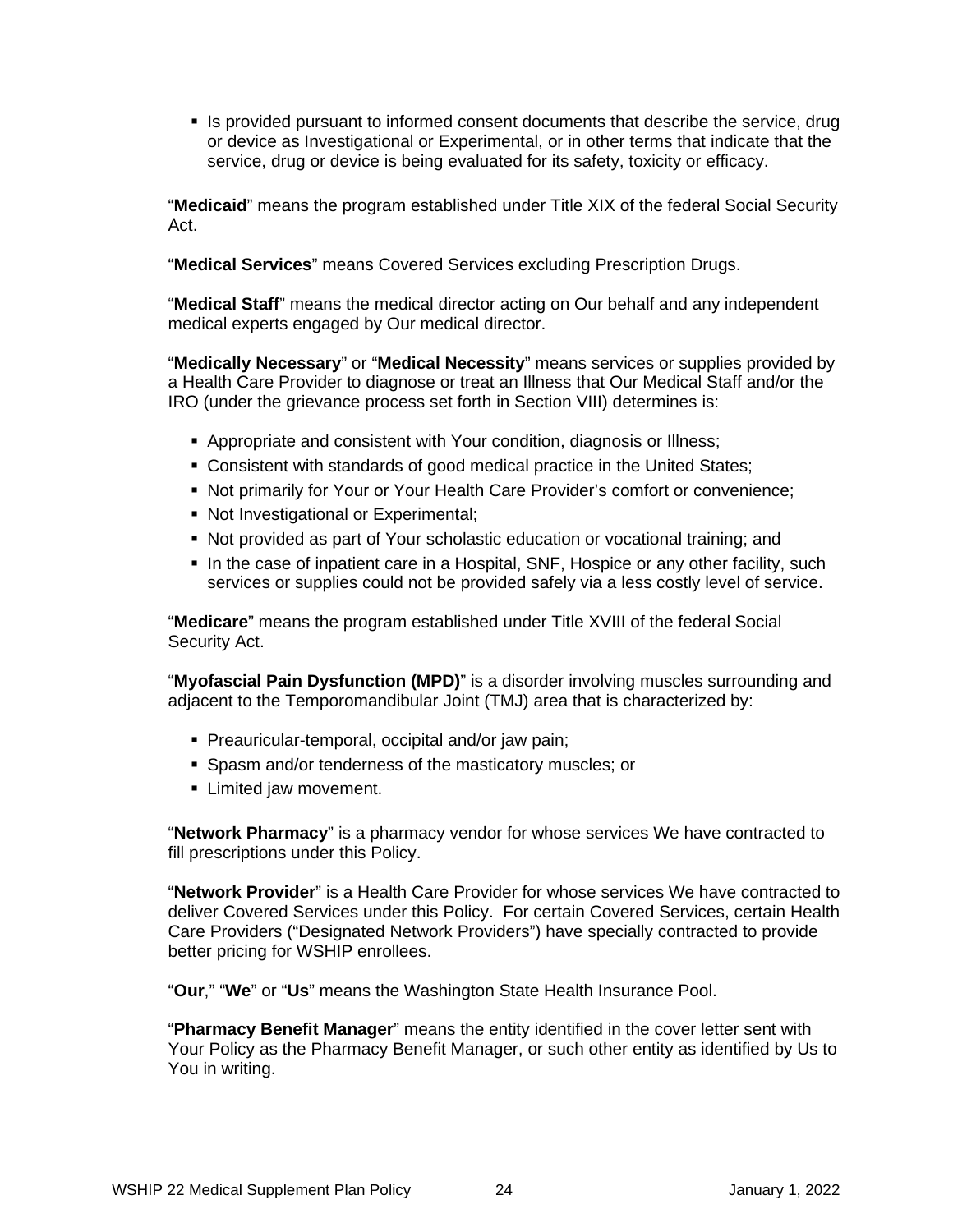- Is provided pursuant to informed consent documents that describe the service, drug or device as Investigational or Experimental, or in other terms that indicate that the service, drug or device is being evaluated for its safety, toxicity or efficacy.

"**Medicaid**" means the program established under Title XIX of the federal Social Security Act.

"**Medical Services**" means Covered Services excluding Prescription Drugs.

"**Medical Staff**" means the medical director acting on Our behalf and any independent medical experts engaged by Our medical director.

"**Medically Necessary**" or "**Medical Necessity**" means services or supplies provided by a Health Care Provider to diagnose or treat an Illness that Our Medical Staff and/or the IRO (under the grievance process set forth in Section VIII) determines is:

- Appropriate and consistent with Your condition, diagnosis or Illness;
- Consistent with standards of good medical practice in the United States;
- Not primarily for Your or Your Health Care Provider's comfort or convenience;
- Not Investigational or Experimental;
- Not provided as part of Your scholastic education or vocational training; and
- In the case of inpatient care in a Hospital, SNF, Hospice or any other facility, such services or supplies could not be provided safely via a less costly level of service.

"**Medicare**" means the program established under Title XVIII of the federal Social Security Act.

"**Myofascial Pain Dysfunction (MPD)**" is a disorder involving muscles surrounding and adjacent to the Temporomandibular Joint (TMJ) area that is characterized by:

- Preauricular-temporal, occipital and/or jaw pain;
- Spasm and/or tenderness of the masticatory muscles; or
- Limited jaw movement.

"**Network Pharmacy**" is a pharmacy vendor for whose services We have contracted to fill prescriptions under this Policy.

"**Network Provider**" is a Health Care Provider for whose services We have contracted to deliver Covered Services under this Policy. For certain Covered Services, certain Health Care Providers ("Designated Network Providers") have specially contracted to provide better pricing for WSHIP enrollees.

"**Our**," "**We**" or "**Us**" means the Washington State Health Insurance Pool.

"**Pharmacy Benefit Manager**" means the entity identified in the cover letter sent with Your Policy as the Pharmacy Benefit Manager, or such other entity as identified by Us to You in writing.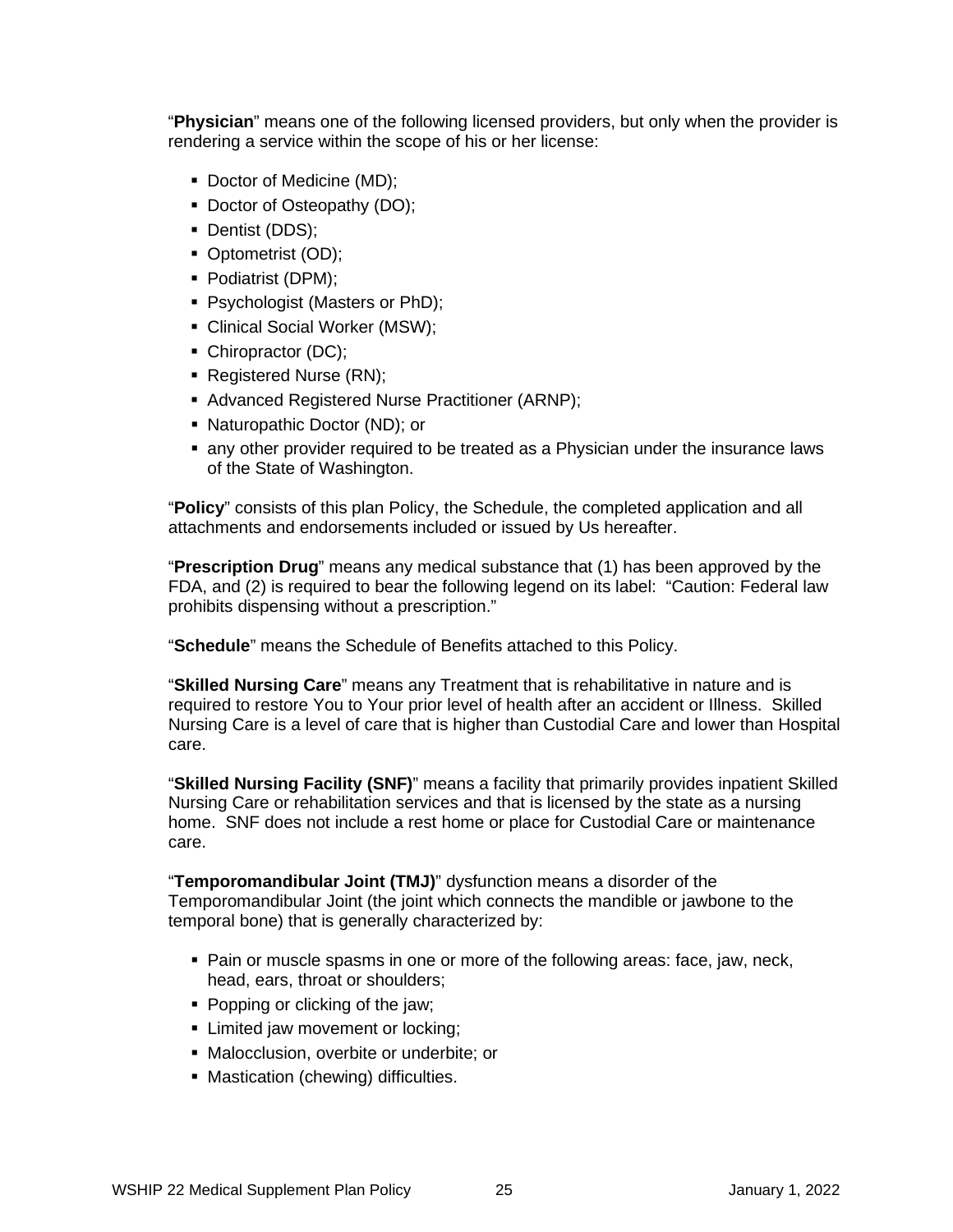"**Physician**" means one of the following licensed providers, but only when the provider is rendering a service within the scope of his or her license:

- Doctor of Medicine (MD);
- Doctor of Osteopathy (DO);
- Dentist (DDS);
- Optometrist (OD);
- Podiatrist (DPM);
- Psychologist (Masters or PhD);
- Clinical Social Worker (MSW);
- Chiropractor (DC);
- Registered Nurse (RN);
- Advanced Registered Nurse Practitioner (ARNP);
- Naturopathic Doctor (ND); or
- any other provider required to be treated as a Physician under the insurance laws of the State of Washington.

"**Policy**" consists of this plan Policy, the Schedule, the completed application and all attachments and endorsements included or issued by Us hereafter.

"**Prescription Drug**" means any medical substance that (1) has been approved by the FDA, and (2) is required to bear the following legend on its label: "Caution: Federal law prohibits dispensing without a prescription."

"**Schedule**" means the Schedule of Benefits attached to this Policy.

"**Skilled Nursing Care**" means any Treatment that is rehabilitative in nature and is required to restore You to Your prior level of health after an accident or Illness. Skilled Nursing Care is a level of care that is higher than Custodial Care and lower than Hospital care.

"**Skilled Nursing Facility (SNF)**" means a facility that primarily provides inpatient Skilled Nursing Care or rehabilitation services and that is licensed by the state as a nursing home. SNF does not include a rest home or place for Custodial Care or maintenance care.

"**Temporomandibular Joint (TMJ)**" dysfunction means a disorder of the Temporomandibular Joint (the joint which connects the mandible or jawbone to the temporal bone) that is generally characterized by:

- Pain or muscle spasms in one or more of the following areas: face, jaw, neck, head, ears, throat or shoulders;
- Popping or clicking of the jaw;
- Limited jaw movement or locking;
- Malocclusion, overbite or underbite; or
- Mastication (chewing) difficulties.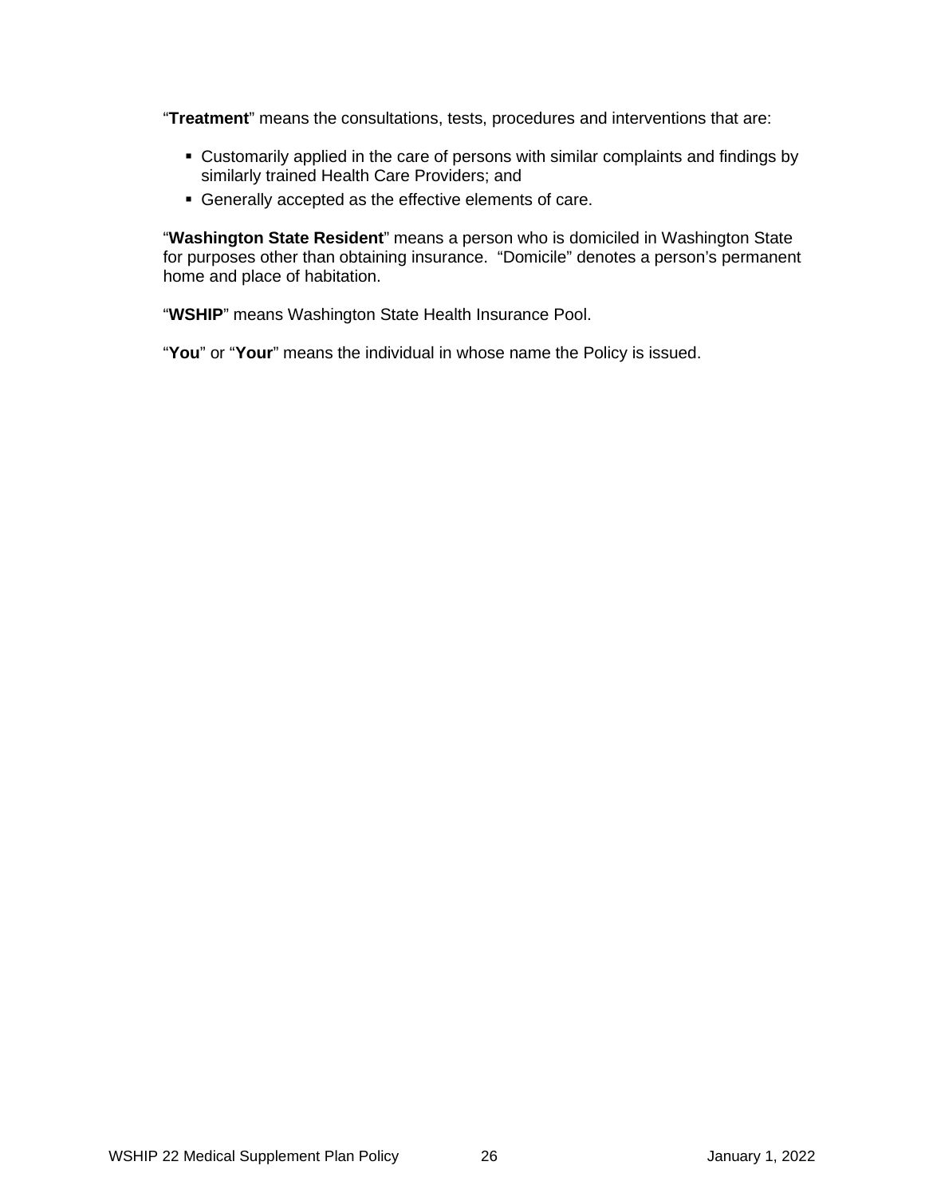“**Treatment**” means the consultations, tests, procedures and interventions that are:

- Customarily applied in the care of persons with similar complaints and findings by similarly trained Health Care Providers; and
- Generally accepted as the effective elements of care.

“**Washington State Resident**” means a person who is domiciled in Washington State for purposes other than obtaining insurance. “Domicile” denotes a person’s permanent home and place of habitation.

“**WSHIP**” means Washington State Health Insurance Pool.

“**You**” or “**Your**” means the individual in whose name the Policy is issued.